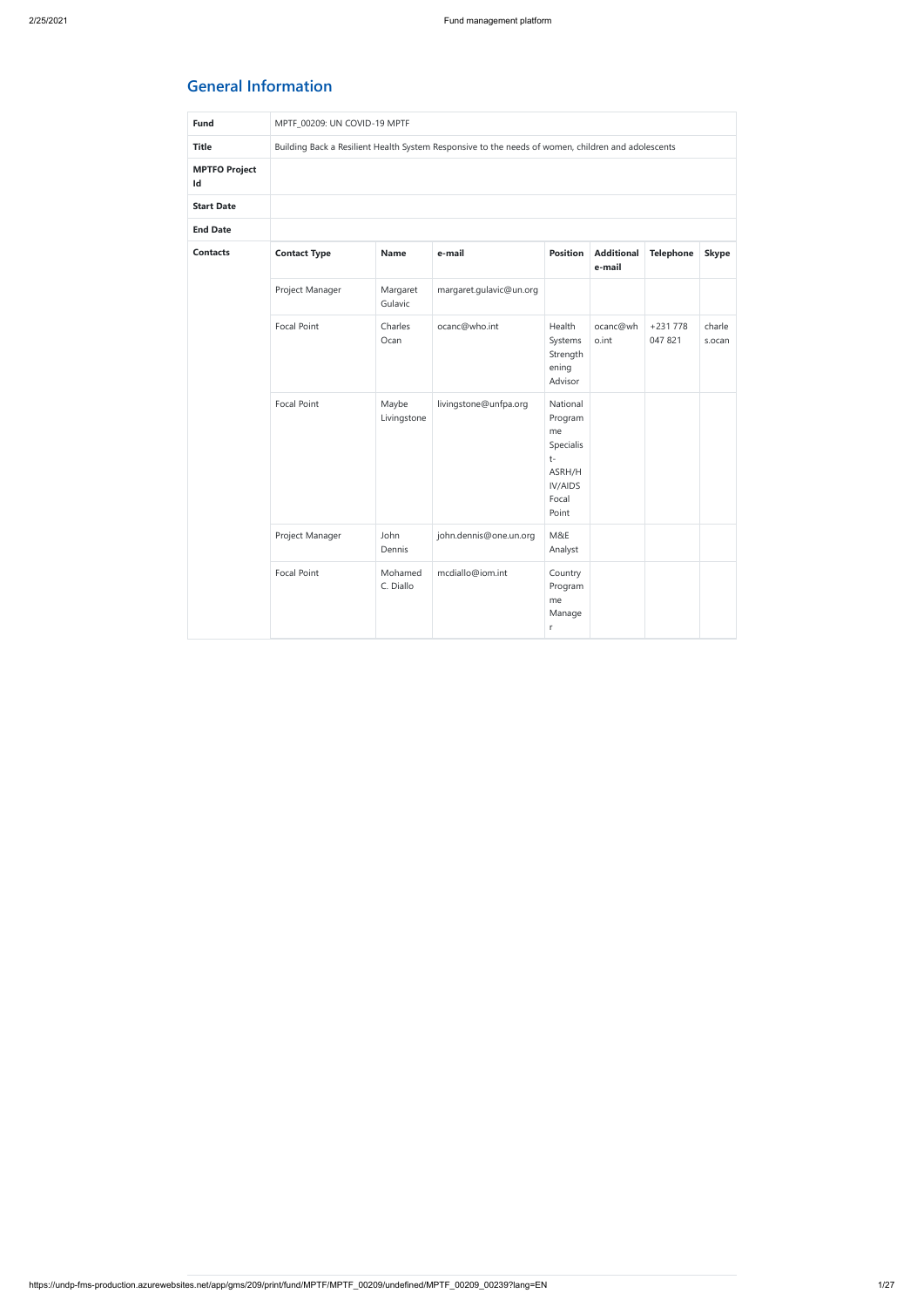## General Information

| | | | | | | | |
|---|---|---|---|---|---|---|---|
| **Fund** | MPTF_00209: UN COVID-19 MPTF | | | | | | |
| **Title** | Building Back a Resilient Health System Responsive to the needs of women, children and adolescents | | | | | | |
| **MPTFO Project Id** | | | | | | | |
| **Start Date** | | | | | | | |
| **End Date** | | | | | | | |
| **Contacts** | **Contact Type** | **Name** | **e-mail** | **Position** | **Additional e-mail** | **Telephone** | **Skype** |
| | Project Manager | Margaret Gulavic | margaret.gulavic@un.org | | | | |
| | Focal Point | Charles Ocan | ocanc@who.int | Health Systems Strengthening Advisor | ocanc@who.int | +231 778 047 821 | charles.ocan |
| | Focal Point | Maybe Livingstone | livingstone@unfpa.org | National Programme Specialist-ASRH/HIV/AIDS Focal Point | | | |
| | Project Manager | John Dennis | john.dennis@one.un.org | M&E Analyst | | | |
| | Focal Point | Mohamed C. Diallo | mcdiallo@iom.int | Country Programme Manager | | | |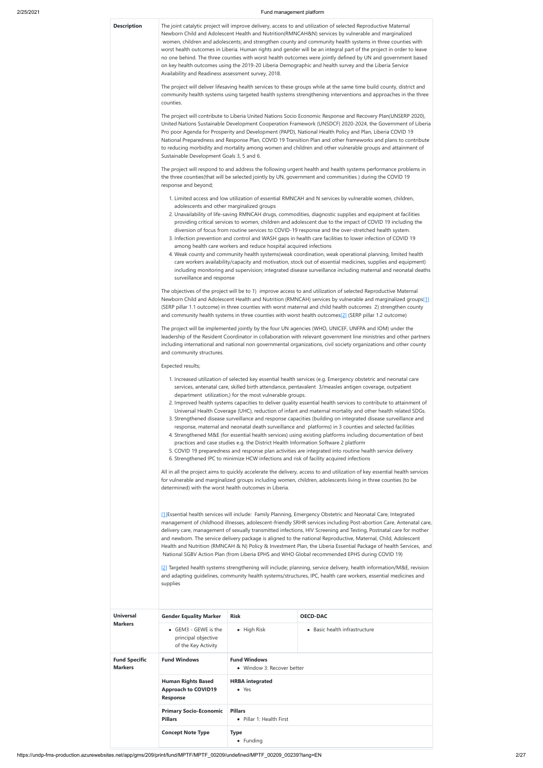| **Description** | |
|---|---|

**Description**

The joint catalytic project will improve delivery, access to and utilization of selected Reproductive Maternal Newborn Child and Adolescent Health and Nutrition(RMNCAH&N) services by vulnerable and marginalized women, children and adolescents; and strengthen county and community health systems in three counties with worst health outcomes in Liberia. Human rights and gender will be an integral part of the project in order to leave no one behind. The three counties with worst health outcomes were jointly defined by UN and government based on key health outcomes using the 2019-20 Liberia Demographic and health survey and the Liberia Service Availability and Readiness assessment survey, 2018.

The project will deliver lifesaving health services to these groups while at the same time build county, district and community health systems using targeted health systems strengthening interventions and approaches in the three counties.

The project will contribute to Liberia United Nations Socio Economic Response and Recovery Plan(UNSERP 2020), United Nations Sustainable Development Cooperation Framework (UNSDCF) 2020-2024, the Government of Liberia Pro poor Agenda for Prosperity and Development (PAPD), National Health Policy and Plan, Liberia COVID 19 National Preparedness and Response Plan, COVID 19 Transition Plan and other frameworks and plans to contribute to reducing morbidity and mortality among women and children and other vulnerable groups and attainment of Sustainable Development Goals 3, 5 and 6.

The project will respond to and address the following urgent health and health systems performance problems in the three counties(that will be selected jointly by UN, government and communities ) during the COVID 19 response and beyond;

1. Limited access and low utilization of essential RMNCAH and N services by vulnerable women, children, adolescents and other marginalized groups
2. Unavailability of life-saving RMNCAH drugs, commodities, diagnostic supplies and equipment at facilities providing critical services to women, children and adolescent due to the impact of COVID 19 including the diversion of focus from routine services to COVID-19 response and the over-stretched health system.
3. Infection prevention and control and WASH gaps in health care facilities to lower infection of COVID 19 among health care workers and reduce hospital acquired infections
4. Weak county and community health systems(weak coordination, weak operational planning, limited health care workers availability/capacity and motivation, stock out of essential medicines, supplies and equipment) including monitoring and supervision; integrated disease surveillance including maternal and neonatal deaths surveillance and response

The objectives of the project will be to 1) improve access to and utilization of selected Reproductive Maternal Newborn Child and Adolescent Health and Nutrition (RMNCAH) services by vulnerable and marginalized groups[1] (SERP pillar 1.1 outcome) in three counties with worst maternal and child health outcomes 2) strengthen county and community health systems in three counties with worst health outcomes[2] (SERP pillar 1.2 outcome)

The project will be implemented jointly by the four UN agencies (WHO, UNICEF, UNFPA and IOM) under the leadership of the Resident Coordinator in collaboration with relevant government line ministries and other partners including international and national non governmental organizations, civil society organizations and other county and community structures.

Expected results;

1. Increased utilization of selected key essential health services (e.g. Emergency obstetric and neonatal care services, antenatal care, skilled birth attendance, pentavalent 3/measles antigen coverage, outpatient department utilization,) for the most vulnerable groups.
2. Improved health systems capacities to deliver quality essential health services to contribute to attainment of Universal Health Coverage (UHC), reduction of infant and maternal mortality and other health related SDGs.
3. Strengthened disease surveillance and response capacities (building on integrated disease surveillance and response, maternal and neonatal death surveillance and platforms) in 3 counties and selected facilities
4. Strengthened M&E (for essential health services) using existing platforms including documentation of best practices and case studies e.g. the District Health Information Software 2 platform
5. COVID 19 preparedness and response plan activities are integrated into routine health service delivery
6. Strengthened IPC to minimize HCW infections and risk of facility acquired infections

All in all the project aims to quickly accelerate the delivery, access to and utilization of key essential health services for vulnerable and marginalized groups including women, children, adolescents living in three counties (to be determined) with the worst health outcomes in Liberia.

[1]Essential health services will include: Family Planning, Emergency Obstetric and Neonatal Care, Integrated management of childhood illnesses, adolescent-friendly SRHR services including Post-abortion Care, Antenatal care, delivery care, management of sexually transmitted infections, HIV Screening and Testing, Postnatal care for mother and newborn. The service delivery package is aligned to the national Reproductive, Maternal, Child, Adolescent Health and Nutrition (RMNCAH & N) Policy & Investment Plan, the Liberia Essential Package of health Services, and National SGBV Action Plan (from Liberia EPHS and WHO Global recommended EPHS during COVID 19)

[2] Targeted health systems strengthening will include; planning, service delivery, health information/M&E, revision and adapting guidelines, community health systems/structures, IPC, health care workers, essential medicines and supplies

| | | | |
|---|---|---|---|
| **Universal Markers** | **Gender Equality Marker** | **Risk** | **OECD-DAC** |
| | • GEM3 - GEWE is the principal objective of the Key Activity | • High Risk | • Basic health infrastructure |
| **Fund Specific Markers** | **Fund Windows** | **Fund Windows**<br>• Window 3: Recover better | |
| | **Human Rights Based Approach to COVID19 Response** | **HRBA integrated**<br>• Yes | |
| | **Primary Socio-Economic Pillars** | **Pillars**<br>• Pillar 1: Health First | |
| | **Concept Note Type** | **Type**<br>• Funding | |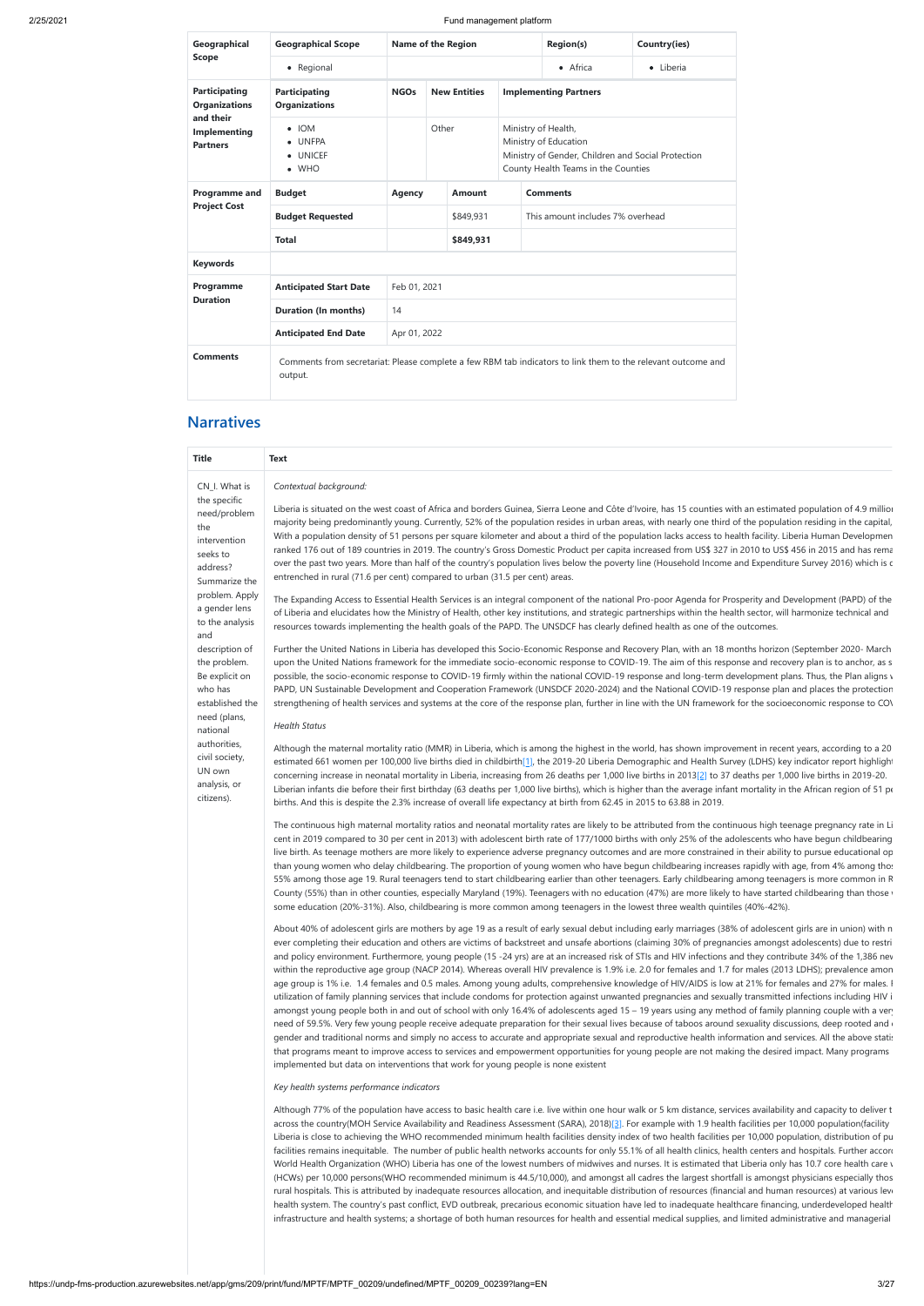| Geographical Scope | Geographical Scope | Name of the Region | | | Region(s) | Country(ies) |
|---|---|---|---|---|---|---|
| | • Regional | | | | • Africa | • Liberia |

| Participating Organizations and their Implementing Partners | Participating Organizations | NGOs | New Entities | Implementing Partners |
|---|---|---|---|---|
| | • IOM<br>• UNFPA<br>• UNICEF<br>• WHO | | Other | Ministry of Health,<br>Ministry of Education<br>Ministry of Gender, Children and Social Protection<br>County Health Teams in the Counties |

| Programme and Project Cost | Budget | Agency | Amount | Comments |
|---|---|---|---|---|
| | Budget Requested | | $849,931 | This amount includes 7% overhead |
| | **Total** | | **$849,931** | |

| Keywords | |
|---|---|

| Programme Duration | Anticipated Start Date | Feb 01, 2021 |
|---|---|---|
| | Duration (In months) | 14 |
| | Anticipated End Date | Apr 01, 2022 |

| Comments | Comments from secretariat: Please complete a few RBM tab indicators to link them to the relevant outcome and output. |
|---|---|

## Narratives

| Title | Text |
|---|---|
| CN_I. What is the specific need/problem the intervention seeks to address? Summarize the problem. Apply a gender lens to the analysis and description of the problem. Be explicit on who has established the need (plans, national authorities, civil society, UN own analysis, or citizens). | *Contextual background:*<br><br>Liberia is situated on the west coast of Africa and borders Guinea, Sierra Leone and Côte d'Ivoire, has 15 counties with an estimated population of 4.9 millio majority being predominantly young. Currently, 52% of the population resides in urban areas, with nearly one third of the population residing in the capital, With a population density of 51 persons per square kilometer and about a third of the population lacks access to health facility. Liberia Human Developmen ranked 176 out of 189 countries in 2019. The country's Gross Domestic Product per capita increased from US$ 327 in 2010 to US$ 456 in 2015 and has rema over the past two years. More than half of the country's population lives below the poverty line (Household Income and Expenditure Survey 2016) which is c entrenched in rural (71.6 per cent) compared to urban (31.5 per cent) areas.<br><br>The Expanding Access to Essential Health Services is an integral component of the national Pro-poor Agenda for Prosperity and Development (PAPD) of the of Liberia and elucidates how the Ministry of Health, other key institutions, and strategic partnerships within the health sector, will harmonize technical and resources towards implementing the health goals of the PAPD. The UNSDCF has clearly defined health as one of the outcomes.<br><br>Further the United Nations in Liberia has developed this Socio-Economic Response and Recovery Plan, with an 18 months horizon (September 2020- March upon the United Nations framework for the immediate socio-economic response to COVID-19. The aim of this response and recovery plan is to anchor, as s possible, the socio-economic response to COVID-19 firmly within the national COVID-19 response and long-term development plans. Thus, the Plan aligns v PAPD, UN Sustainable Development and Cooperation Framework (UNSDCF 2020-2024) and the National COVID-19 response plan and places the protection strengthening of health services and systems at the core of the response plan, further in line with the UN framework for the socioeconomic response to COV<br><br>*Health Status*<br><br>Although the maternal mortality ratio (MMR) in Liberia, which is among the highest in the world, has shown improvement in recent years, according to a 20 estimated 661 women per 100,000 live births died in childbirth[1], the 2019-20 Liberia Demographic and Health Survey (LDHS) key indicator report highligh concerning increase in neonatal mortality in Liberia, increasing from 26 deaths per 1,000 live births in 2013[2] to 37 deaths per 1,000 live births in 2019-20. Liberian infants die before their first birthday (63 deaths per 1,000 live births), which is higher than the average infant mortality in the African region of 51 pe births. And this is despite the 2.3% increase of overall life expectancy at birth from 62.45 in 2015 to 63.88 in 2019.<br><br>The continuous high maternal mortality ratios and neonatal mortality rates are likely to be attributed from the continuous high teenage pregnancy rate in Li cent in 2019 compared to 30 per cent in 2013) with adolescent birth rate of 177/1000 births with only 25% of the adolescents who have begun childbearing live birth. As teenage mothers are more likely to experience adverse pregnancy outcomes and are more constrained in their ability to pursue educational op than young women who delay childbearing. The proportion of young women who have begun childbearing increases rapidly with age, from 4% among tho 55% among those age 19. Rural teenagers tend to start childbearing earlier than other teenagers. Early childbearing among teenagers is more common in R County (55%) than in other counties, especially Maryland (19%). Teenagers with no education (47%) are more likely to have started childbearing than those some education (20%-31%). Also, childbearing is more common among teenagers in the lowest three wealth quintiles (40%-42%).<br><br>About 40% of adolescent girls are mothers by age 19 as a result of early sexual debut including early marriages (38% of adolescent girls are in union) with n ever completing their education and others are victims of backstreet and unsafe abortions (claiming 30% of pregnancies amongst adolescents) due to restri and policy environment. Furthermore, young people (15 -24 yrs) are at an increased risk of STIs and HIV infections and they contribute 34% of the 1,386 nev within the reproductive age group (NACP 2014). Whereas overall HIV prevalence is 1.9% i.e. 2.0 for females and 1.7 for males (2013 LDHS); prevalence amon age group is 1% i.e. 1.4 females and 0.5 males. Among young adults, comprehensive knowledge of HIV/AIDS is low at 21% for females and 27% for males. I utilization of family planning services that include condoms for protection against unwanted pregnancies and sexually transmitted infections including HIV i amongst young people both in and out of school with only 16.4% of adolescents aged 15 – 19 years using any method of family planning couple with a ver need of 59.5%. Very few young people receive adequate preparation for their sexual lives because of taboos around sexuality discussions, deep rooted and gender and traditional norms and simply no access to accurate and appropriate sexual and reproductive health information and services. All the above stati that programs meant to improve access to services and empowerment opportunities for young people are not making the desired impact. Many programs implemented but data on interventions that work for young people is none existent<br><br>*Key health systems performance indicators*<br><br>Although 77% of the population have access to basic health care i.e. live within one hour walk or 5 km distance, services availability and capacity to deliver t across the country(MOH Service Availability and Readiness Assessment (SARA), 2018)[3]. For example with 1.9 health facilities per 10,000 population(facility Liberia is close to achieving the WHO recommended minimum health facilities density index of two health facilities per 10,000 population, distribution of pu facilities remains inequitable. The number of public health networks accounts for only 55.1% of all health clinics, health centers and hospitals. Further accor World Health Organization (WHO) Liberia has one of the lowest numbers of midwives and nurses. It is estimated that Liberia only has 10.7 core health care (HCWs) per 10,000 persons(WHO recommended minimum is 44.5/10,000), and amongst all cadres the largest shortfall is amongst physicians especially thos rural hospitals. This is attributed by inadequate resources allocation, and inequitable distribution of resources (financial and human resources) at various lev health system. The country's past conflict, EVD outbreak, precarious economic situation have led to inadequate healthcare financing, underdeveloped healt infrastructure and health systems; a shortage of both human resources for health and essential medical supplies, and limited administrative and managerial |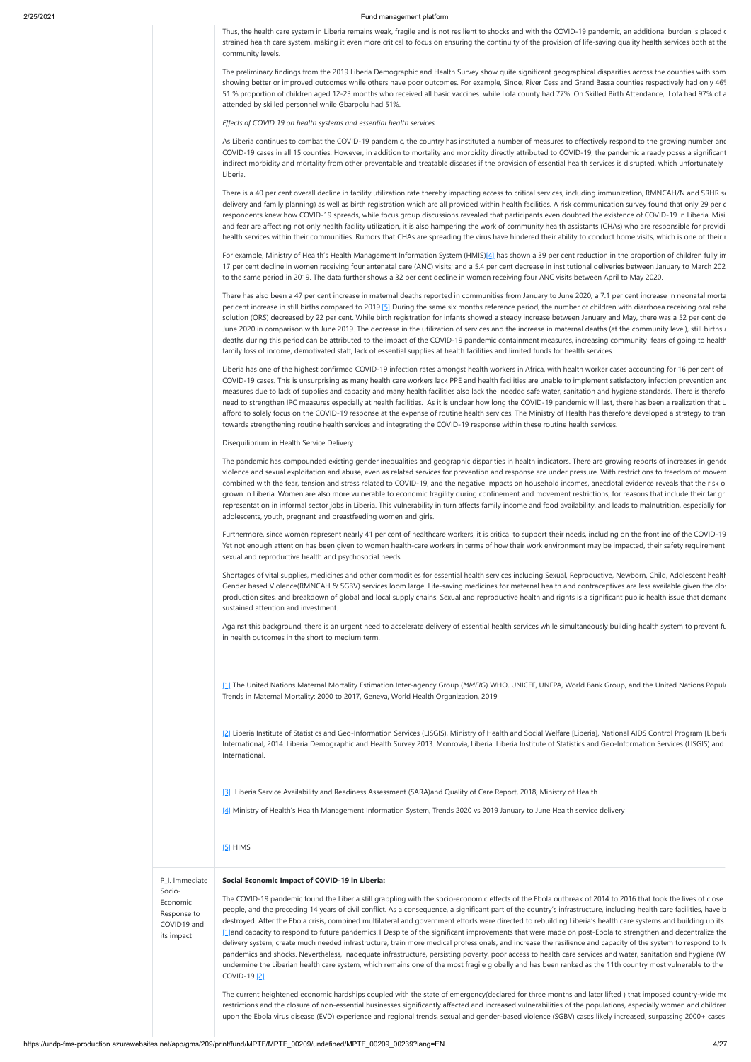Thus, the health care system in Liberia remains weak, fragile and is not resilient to shocks and with the COVID-19 pandemic, an additional burden is placed o strained health care system, making it even more critical to focus on ensuring the continuity of the provision of life-saving quality health services both at the community levels.

The preliminary findings from the 2019 Liberia Demographic and Health Survey show quite significant geographical disparities across the counties with som showing better or improved outcomes while others have poor outcomes. For example, Sinoe, River Cess and Grand Bassa counties respectively had only 46% 51 % proportion of children aged 12-23 months who received all basic vaccines while Lofa county had 77%. On Skilled Birth Attendance, Lofa had 97% of a attended by skilled personnel while Gbarpolu had 51%.

*Effects of COVID 19 on health systems and essential health services*

As Liberia continues to combat the COVID-19 pandemic, the country has instituted a number of measures to effectively respond to the growing number and COVID-19 cases in all 15 counties. However, in addition to mortality and morbidity directly attributed to COVID-19, the pandemic already poses a significant indirect morbidity and mortality from other preventable and treatable diseases if the provision of essential health services is disrupted, which unfortunately Liberia.

There is a 40 per cent overall decline in facility utilization rate thereby impacting access to critical services, including immunization, RMNCAH/N and SRHR se delivery and family planning) as well as birth registration which are all provided within health facilities. A risk communication survey found that only 29 per c respondents knew how COVID-19 spreads, while focus group discussions revealed that participants even doubted the existence of COVID-19 in Liberia. Misi and fear are affecting not only health facility utilization, it is also hampering the work of community health assistants (CHAs) who are responsible for providi health services within their communities. Rumors that CHAs are spreading the virus have hindered their ability to conduct home visits, which is one of their r

For example, Ministry of Health's Health Management Information System (HMIS)[4] has shown a 39 per cent reduction in the proportion of children fully im 17 per cent decline in women receiving four antenatal care (ANC) visits; and a 5.4 per cent decrease in institutional deliveries between January to March 202 to the same period in 2019. The data further shows a 32 per cent decline in women receiving four ANC visits between April to May 2020.

There has also been a 47 per cent increase in maternal deaths reported in communities from January to June 2020, a 7.1 per cent increase in neonatal morta per cent increase in still births compared to 2019.[5] During the same six months reference period, the number of children with diarrhoea receiving oral rehy solution (ORS) decreased by 22 per cent. While birth registration for infants showed a steady increase between January and May, there was a 52 per cent de June 2020 in comparison with June 2019. The decrease in the utilization of services and the increase in maternal deaths (at the community level), still births a deaths during this period can be attributed to the impact of the COVID-19 pandemic containment measures, increasing community fears of going to health family loss of income, demotivated staff, lack of essential supplies at health facilities and limited funds for health services.

Liberia has one of the highest confirmed COVID-19 infection rates amongst health workers in Africa, with health worker cases accounting for 16 per cent of COVID-19 cases. This is unsurprising as many health care workers lack PPE and health facilities are unable to implement satisfactory infection prevention and measures due to lack of supplies and capacity and many health facilities also lack the needed safe water, sanitation and hygiene standards. There is therefo need to strengthen IPC measures especially at health facilities. As it is unclear how long the COVID-19 pandemic will last, there has been a realization that L afford to solely focus on the COVID-19 response at the expense of routine health services. The Ministry of Health has therefore developed a strategy to tran towards strengthening routine health services and integrating the COVID-19 response within these routine health services.

Disequilibrium in Health Service Delivery

The pandemic has compounded existing gender inequalities and geographic disparities in health indicators. There are growing reports of increases in gende violence and sexual exploitation and abuse, even as related services for prevention and response are under pressure. With restrictions to freedom of movem combined with the fear, tension and stress related to COVID-19, and the negative impacts on household incomes, anecdotal evidence reveals that the risk o grown in Liberia. Women are also more vulnerable to economic fragility during confinement and movement restrictions, for reasons that include their far gr representation in informal sector jobs in Liberia. This vulnerability in turn affects family income and food availability, and leads to malnutrition, especially for adolescents, youth, pregnant and breastfeeding women and girls.

Furthermore, since women represent nearly 41 per cent of healthcare workers, it is critical to support their needs, including on the frontline of the COVID-19 Yet not enough attention has been given to women health-care workers in terms of how their work environment may be impacted, their safety requirement sexual and reproductive health and psychosocial needs.

Shortages of vital supplies, medicines and other commodities for essential health services including Sexual, Reproductive, Newborn, Child, Adolescent health Gender based Violence(RMNCAH & SGBV) services loom large. Life-saving medicines for maternal health and contraceptives are less available given the clos production sites, and breakdown of global and local supply chains. Sexual and reproductive health and rights is a significant public health issue that demand sustained attention and investment.

Against this background, there is an urgent need to accelerate delivery of essential health services while simultaneously building health system to prevent fu in health outcomes in the short to medium term.

[1] The United Nations Maternal Mortality Estimation Inter-agency Group (*MMEIG*) WHO, UNICEF, UNFPA, World Bank Group, and the United Nations Popula Trends in Maternal Mortality: 2000 to 2017, Geneva, World Health Organization, 2019

[2] Liberia Institute of Statistics and Geo-Information Services (LISGIS), Ministry of Health and Social Welfare [Liberia], National AIDS Control Program [Liberia International, 2014. Liberia Demographic and Health Survey 2013. Monrovia, Liberia: Liberia Institute of Statistics and Geo-Information Services (LISGIS) and International.

[3] Liberia Service Availability and Readiness Assessment (SARA)and Quality of Care Report, 2018, Ministry of Health

[4] Ministry of Health's Health Management Information System, Trends 2020 vs 2019 January to June Health service delivery

[5] HIMS

| | |
|---|---|
| P_I. Immediate Socio-Economic Response to COVID19 and its impact | **Social Economic Impact of COVID-19 in Liberia:**<br><br>The COVID-19 pandemic found the Liberia still grappling with the socio-economic effects of the Ebola outbreak of 2014 to 2016 that took the lives of close people, and the preceding 14 years of civil conflict. As a consequence, a significant part of the country's infrastructure, including health care facilities, have b destroyed. After the Ebola crisis, combined multilateral and government efforts were directed to rebuilding Liberia's health care systems and building up its [1]and capacity to respond to future pandemics.1 Despite of the significant improvements that were made on post-Ebola to strengthen and decentralize the delivery system, create much needed infrastructure, train more medical professionals, and increase the resilience and capacity of the system to respond to fu pandemics and shocks. Nevertheless, inadequate infrastructure, persisting poverty, poor access to health care services and water, sanitation and hygiene (W undermine the Liberian health care system, which remains one of the most fragile globally and has been ranked as the 11th country most vulnerable to the COVID-19.[2]<br><br>The current heightened economic hardships coupled with the state of emergency(declared for three months and later lifted ) that imposed country-wide mo restrictions and the closure of non-essential businesses significantly affected and increased vulnerabilities of the populations, especially women and children upon the Ebola virus disease (EVD) experience and regional trends, sexual and gender-based violence (SGBV) cases likely increased, surpassing 2000+ cases |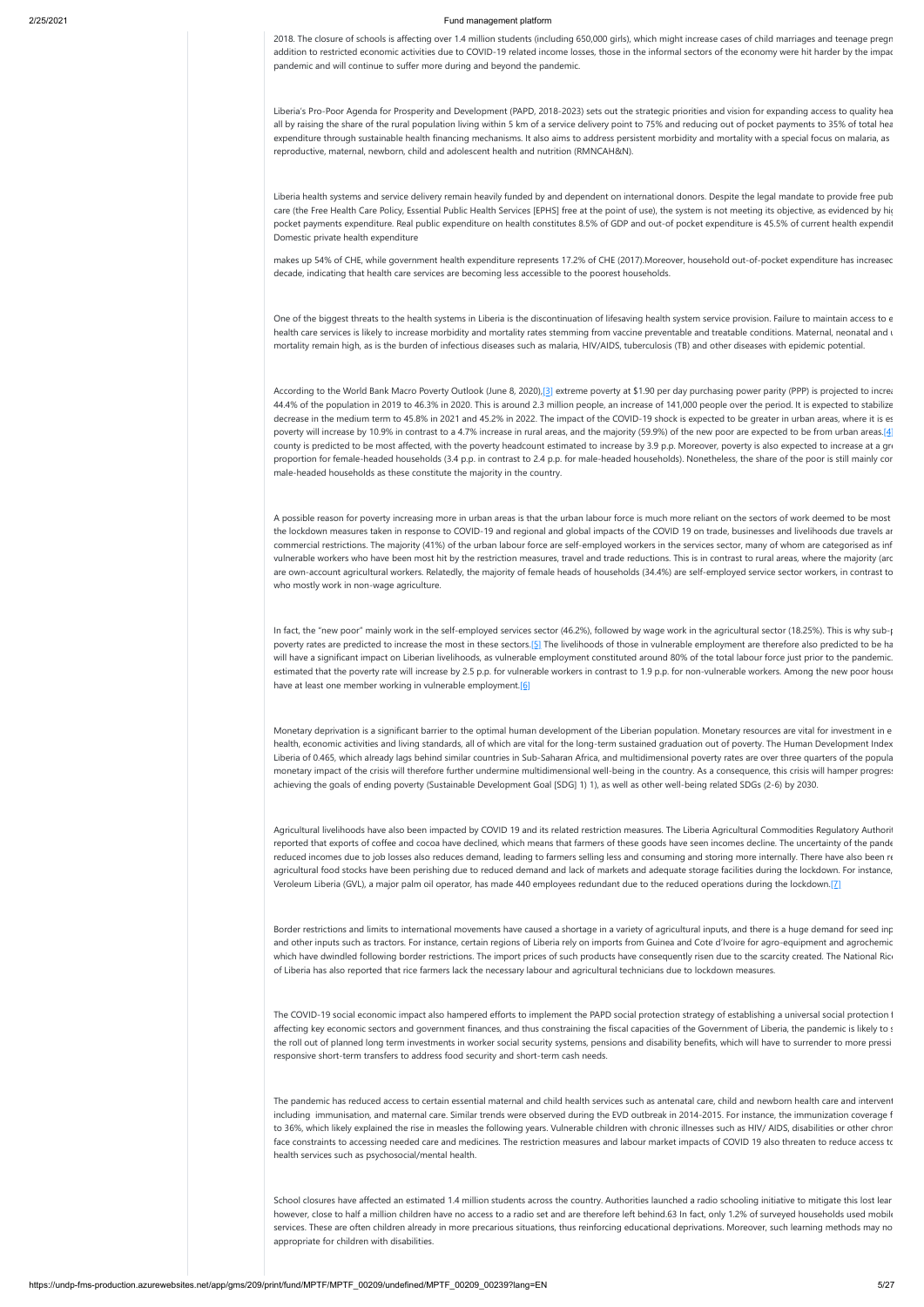2018. The closure of schools is affecting over 1.4 million students (including 650,000 girls), which might increase cases of child marriages and teenage pregn addition to restricted economic activities due to COVID-19 related income losses, those in the informal sectors of the economy were hit harder by the impac pandemic and will continue to suffer more during and beyond the pandemic.

Liberia's Pro-Poor Agenda for Prosperity and Development (PAPD, 2018-2023) sets out the strategic priorities and vision for expanding access to quality hea all by raising the share of the rural population living within 5 km of a service delivery point to 75% and reducing out of pocket payments to 35% of total hea expenditure through sustainable health financing mechanisms. It also aims to address persistent morbidity and mortality with a special focus on malaria, as reproductive, maternal, newborn, child and adolescent health and nutrition (RMNCAH&N).

Liberia health systems and service delivery remain heavily funded by and dependent on international donors. Despite the legal mandate to provide free pub care (the Free Health Care Policy, Essential Public Health Services [EPHS] free at the point of use), the system is not meeting its objective, as evidenced by hig pocket payments expenditure. Real public expenditure on health constitutes 8.5% of GDP and out-of pocket expenditure is 45.5% of current health expendit Domestic private health expenditure

makes up 54% of CHE, while government health expenditure represents 17.2% of CHE (2017).Moreover, household out-of-pocket expenditure has increased decade, indicating that health care services are becoming less accessible to the poorest households.

One of the biggest threats to the health systems in Liberia is the discontinuation of lifesaving health system service provision. Failure to maintain access to e health care services is likely to increase morbidity and mortality rates stemming from vaccine preventable and treatable conditions. Maternal, neonatal and u mortality remain high, as is the burden of infectious diseases such as malaria, HIV/AIDS, tuberculosis (TB) and other diseases with epidemic potential.

According to the World Bank Macro Poverty Outlook (June 8, 2020),[3] extreme poverty at $1.90 per day purchasing power parity (PPP) is projected to increa 44.4% of the population in 2019 to 46.3% in 2020. This is around 2.3 million people, an increase of 141,000 people over the period. It is expected to stabilize decrease in the medium term to 45.8% in 2021 and 45.2% in 2022. The impact of the COVID-19 shock is expected to be greater in urban areas, where it is es poverty will increase by 10.9% in contrast to a 4.7% increase in rural areas, and the majority (59.9%) of the new poor are expected to be from urban areas.[4] county is predicted to be most affected, with the poverty headcount estimated to increase by 3.9 p.p. Moreover, poverty is also expected to increase at a gre proportion for female-headed households (3.4 p.p. in contrast to 2.4 p.p. for male-headed households). Nonetheless, the share of the poor is still mainly cor male-headed households as these constitute the majority in the country.

A possible reason for poverty increasing more in urban areas is that the urban labour force is much more reliant on the sectors of work deemed to be most the lockdown measures taken in response to COVID-19 and regional and global impacts of the COVID 19 on trade, businesses and livelihoods due travels ar commercial restrictions. The majority (41%) of the urban labour force are self-employed workers in the services sector, many of whom are categorised as inf vulnerable workers who have been most hit by the restriction measures, travel and trade reductions. This is in contrast to rural areas, where the majority (arc are own-account agricultural workers. Relatedly, the majority of female heads of households (34.4%) are self-employed service sector workers, in contrast to who mostly work in non-wage agriculture.

In fact, the "new poor" mainly work in the self-employed services sector (46.2%), followed by wage work in the agricultural sector (18.25%). This is why sub-p poverty rates are predicted to increase the most in these sectors.[5] The livelihoods of those in vulnerable employment are therefore also predicted to be ha will have a significant impact on Liberian livelihoods, as vulnerable employment constituted around 80% of the total labour force just prior to the pandemic. estimated that the poverty rate will increase by 2.5 p.p. for vulnerable workers in contrast to 1.9 p.p. for non-vulnerable workers. Among the new poor house have at least one member working in vulnerable employment.[6]

Monetary deprivation is a significant barrier to the optimal human development of the Liberian population. Monetary resources are vital for investment in e health, economic activities and living standards, all of which are vital for the long-term sustained graduation out of poverty. The Human Development Index Liberia of 0.465, which already lags behind similar countries in Sub-Saharan Africa, and multidimensional poverty rates are over three quarters of the popula monetary impact of the crisis will therefore further undermine multidimensional well-being in the country. As a consequence, this crisis will hamper progress achieving the goals of ending poverty (Sustainable Development Goal [SDG] 1) 1), as well as other well-being related SDGs (2-6) by 2030.

Agricultural livelihoods have also been impacted by COVID 19 and its related restriction measures. The Liberia Agricultural Commodities Regulatory Authorit reported that exports of coffee and cocoa have declined, which means that farmers of these goods have seen incomes decline. The uncertainty of the pande reduced incomes due to job losses also reduces demand, leading to farmers selling less and consuming and storing more internally. There have also been re agricultural food stocks have been perishing due to reduced demand and lack of markets and adequate storage facilities during the lockdown. For instance, Veroleum Liberia (GVL), a major palm oil operator, has made 440 employees redundant due to the reduced operations during the lockdown.[7]

Border restrictions and limits to international movements have caused a shortage in a variety of agricultural inputs, and there is a huge demand for seed inp and other inputs such as tractors. For instance, certain regions of Liberia rely on imports from Guinea and Cote d'Ivoire for agro-equipment and agrochemic which have dwindled following border restrictions. The import prices of such products have consequently risen due to the scarcity created. The National Rice of Liberia has also reported that rice farmers lack the necessary labour and agricultural technicians due to lockdown measures.

The COVID-19 social economic impact also hampered efforts to implement the PAPD social protection strategy of establishing a universal social protection f affecting key economic sectors and government finances, and thus constraining the fiscal capacities of the Government of Liberia, the pandemic is likely to s the roll out of planned long term investments in worker social security systems, pensions and disability benefits, which will have to surrender to more pressi responsive short-term transfers to address food security and short-term cash needs.

The pandemic has reduced access to certain essential maternal and child health services such as antenatal care, child and newborn health care and intervent including immunisation, and maternal care. Similar trends were observed during the EVD outbreak in 2014-2015. For instance, the immunization coverage f to 36%, which likely explained the rise in measles the following years. Vulnerable children with chronic illnesses such as HIV/ AIDS, disabilities or other chron face constraints to accessing needed care and medicines. The restriction measures and labour market impacts of COVID 19 also threaten to reduce access to health services such as psychosocial/mental health.

School closures have affected an estimated 1.4 million students across the country. Authorities launched a radio schooling initiative to mitigate this lost lear however, close to half a million children have no access to a radio set and are therefore left behind.63 In fact, only 1.2% of surveyed households used mobile services. These are often children already in more precarious situations, thus reinforcing educational deprivations. Moreover, such learning methods may no appropriate for children with disabilities.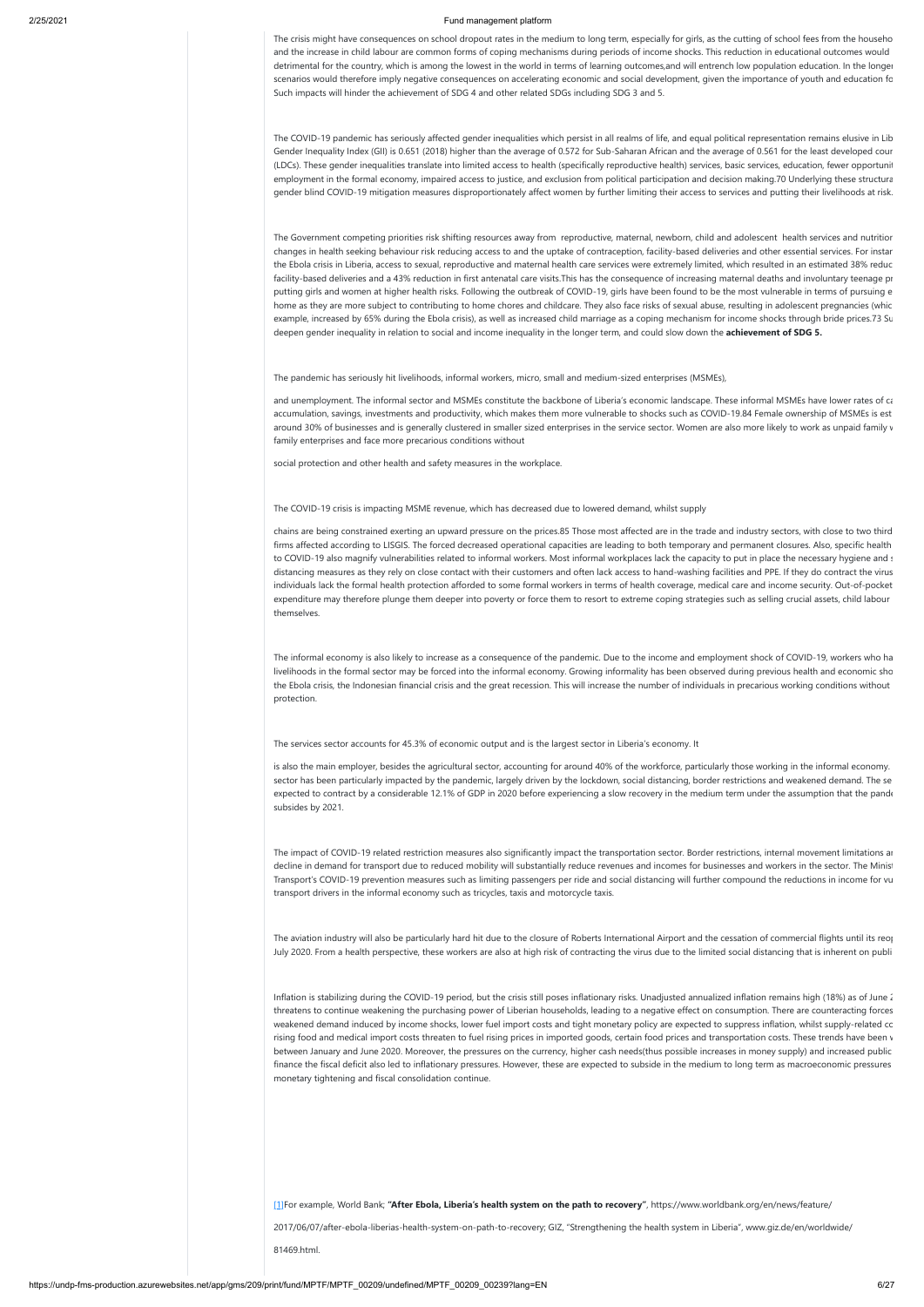The crisis might have consequences on school dropout rates in the medium to long term, especially for girls, as the cutting of school fees from the househo and the increase in child labour are common forms of coping mechanisms during periods of income shocks. This reduction in educational outcomes would detrimental for the country, which is among the lowest in the world in terms of learning outcomes,and will entrench low population education. In the longer scenarios would therefore imply negative consequences on accelerating economic and social development, given the importance of youth and education fo Such impacts will hinder the achievement of SDG 4 and other related SDGs including SDG 3 and 5.

The COVID-19 pandemic has seriously affected gender inequalities which persist in all realms of life, and equal political representation remains elusive in Lib Gender Inequality Index (GII) is 0.651 (2018) higher than the average of 0.572 for Sub-Saharan African and the average of 0.561 for the least developed cour (LDCs). These gender inequalities translate into limited access to health (specifically reproductive health) services, basic services, education, fewer opportunit employment in the formal economy, impaired access to justice, and exclusion from political participation and decision making.70 Underlying these structura gender blind COVID-19 mitigation measures disproportionately affect women by further limiting their access to services and putting their livelihoods at risk.

The Government competing priorities risk shifting resources away from reproductive, maternal, newborn, child and adolescent health services and nutritior changes in health seeking behaviour risk reducing access to and the uptake of contraception, facility-based deliveries and other essential services. For instar the Ebola crisis in Liberia, access to sexual, reproductive and maternal health care services were extremely limited, which resulted in an estimated 38% reduc facility-based deliveries and a 43% reduction in first antenatal care visits.This has the consequence of increasing maternal deaths and involuntary teenage pr putting girls and women at higher health risks. Following the outbreak of COVID-19, girls have been found to be the most vulnerable in terms of pursuing e home as they are more subject to contributing to home chores and childcare. They also face risks of sexual abuse, resulting in adolescent pregnancies (whic example, increased by 65% during the Ebola crisis), as well as increased child marriage as a coping mechanism for income shocks through bride prices.73 Su deepen gender inequality in relation to social and income inequality in the longer term, and could slow down the **achievement of SDG 5.**

The pandemic has seriously hit livelihoods, informal workers, micro, small and medium-sized enterprises (MSMEs),

and unemployment. The informal sector and MSMEs constitute the backbone of Liberia's economic landscape. These informal MSMEs have lower rates of ca accumulation, savings, investments and productivity, which makes them more vulnerable to shocks such as COVID-19.84 Female ownership of MSMEs is est around 30% of businesses and is generally clustered in smaller sized enterprises in the service sector. Women are also more likely to work as unpaid family w family enterprises and face more precarious conditions without

social protection and other health and safety measures in the workplace.

The COVID-19 crisis is impacting MSME revenue, which has decreased due to lowered demand, whilst supply

chains are being constrained exerting an upward pressure on the prices.85 Those most affected are in the trade and industry sectors, with close to two third firms affected according to LISGIS. The forced decreased operational capacities are leading to both temporary and permanent closures. Also, specific health to COVID-19 also magnify vulnerabilities related to informal workers. Most informal workplaces lack the capacity to put in place the necessary hygiene and s distancing measures as they rely on close contact with their customers and often lack access to hand-washing facilities and PPE. If they do contract the virus individuals lack the formal health protection afforded to some formal workers in terms of health coverage, medical care and income security. Out-of-pocket expenditure may therefore plunge them deeper into poverty or force them to resort to extreme coping strategies such as selling crucial assets, child labour themselves.

The informal economy is also likely to increase as a consequence of the pandemic. Due to the income and employment shock of COVID-19, workers who ha livelihoods in the formal sector may be forced into the informal economy. Growing informality has been observed during previous health and economic sho the Ebola crisis, the Indonesian financial crisis and the great recession. This will increase the number of individuals in precarious working conditions without protection.

The services sector accounts for 45.3% of economic output and is the largest sector in Liberia's economy. It

is also the main employer, besides the agricultural sector, accounting for around 40% of the workforce, particularly those working in the informal economy. sector has been particularly impacted by the pandemic, largely driven by the lockdown, social distancing, border restrictions and weakened demand. The se expected to contract by a considerable 12.1% of GDP in 2020 before experiencing a slow recovery in the medium term under the assumption that the pande subsides by 2021.

The impact of COVID-19 related restriction measures also significantly impact the transportation sector. Border restrictions, internal movement limitations ar decline in demand for transport due to reduced mobility will substantially reduce revenues and incomes for businesses and workers in the sector. The Minist Transport's COVID-19 prevention measures such as limiting passengers per ride and social distancing will further compound the reductions in income for vu transport drivers in the informal economy such as tricycles, taxis and motorcycle taxis.

The aviation industry will also be particularly hard hit due to the closure of Roberts International Airport and the cessation of commercial flights until its reop July 2020. From a health perspective, these workers are also at high risk of contracting the virus due to the limited social distancing that is inherent on publi

Inflation is stabilizing during the COVID-19 period, but the crisis still poses inflationary risks. Unadjusted annualized inflation remains high (18%) as of June 2 threatens to continue weakening the purchasing power of Liberian households, leading to a negative effect on consumption. There are counteracting forces weakened demand induced by income shocks, lower fuel import costs and tight monetary policy are expected to suppress inflation, whilst supply-related co rising food and medical import costs threaten to fuel rising prices in imported goods, certain food prices and transportation costs. These trends have been v between January and June 2020. Moreover, the pressures on the currency, higher cash needs(thus possible increases in money supply) and increased public finance the fiscal deficit also led to inflationary pressures. However, these are expected to subside in the medium to long term as macroeconomic pressures monetary tightening and fiscal consolidation continue.

[1]For example, World Bank; **"After Ebola, Liberia's health system on the path to recovery"**, https://www.worldbank.org/en/news/feature/

2017/06/07/after-ebola-liberias-health-system-on-path-to-recovery; GIZ, "Strengthening the health system in Liberia", www.giz.de/en/worldwide/

81469.html.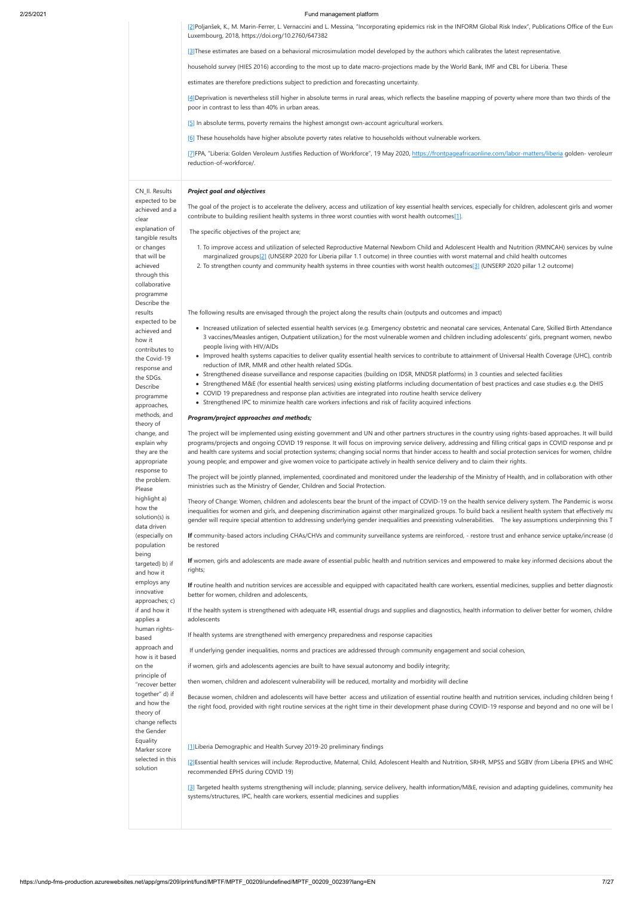[2]Poljanšek, K., M. Marin-Ferrer, L. Vernaccini and L. Messina, "Incorporating epidemics risk in the INFORM Global Risk Index", Publications Office of the Eur Luxembourg, 2018, https://doi.org/10.2760/647382

[3]These estimates are based on a behavioral microsimulation model developed by the authors which calibrates the latest representative.

household survey (HIES 2016) according to the most up to date macro-projections made by the World Bank, IMF and CBL for Liberia. These

estimates are therefore predictions subject to prediction and forecasting uncertainty.

[4]Deprivation is nevertheless still higher in absolute terms in rural areas, which reflects the baseline mapping of poverty where more than two thirds of the poor in contrast to less than 40% in urban areas.

[5] In absolute terms, poverty remains the highest amongst own-account agricultural workers.

[6] These households have higher absolute poverty rates relative to households without vulnerable workers.

[7]FPA, "Liberia: Golden Veroleum Justifies Reduction of Workforce", 19 May 2020, https://frontpageafricaonline.com/labor-matters/liberia golden- veroleum reduction-of-workforce/.

| CN_II. Results expected to be achieved and a clear explanation of tangible results or changes that will be achieved through this collaborative programme Describe the results expected to be achieved and how it contributes to the Covid-19 response and the SDGs. Describe programme approaches, methods, and theory of change, and explain why they are the appropriate response to the problem. Please highlight a) how the solution(s) is data driven (especially on population being targeted) b) if and how it employs any innovative approaches; c) if and how it applies a human rights-based approach and how is it based on the principle of "recover better together" d) if and how the theory of change reflects the Gender Equality Marker score selected in this solution | ***Project goal and objectives***<br><br>The goal of the project is to accelerate the delivery, access and utilization of key essential health services, especially for children, adolescent girls and women contribute to building resilient health systems in three worst counties with worst health outcomes[1].<br><br>The specific objectives of the project are;<br><br>1. To improve access and utilization of selected Reproductive Maternal Newborn Child and Adolescent Health and Nutrition (RMNCAH) services by vulne marginalized groups[2] (UNSERP 2020 for Liberia pillar 1.1 outcome) in three counties with worst maternal and child health outcomes<br>2. To strengthen county and community health systems in three counties with worst health outcomes[3] (UNSERP 2020 pillar 1.2 outcome)<br><br>The following results are envisaged through the project along the results chain (outputs and outcomes and impact)<br><br>- Increased utilization of selected essential health services (e.g. Emergency obstetric and neonatal care services, Antenatal Care, Skilled Birth Attendance 3 vaccines/Measles antigen, Outpatient utilization,) for the most vulnerable women and children including adolescents' girls, pregnant women, newbo people living with HIV/AIDs<br>- Improved health systems capacities to deliver quality essential health services to contribute to attainment of Universal Health Coverage (UHC), contrib reduction of IMR, MMR and other health related SDGs.<br>- Strengthened disease surveillance and response capacities (building on IDSR, MNDSR platforms) in 3 counties and selected facilities<br>- Strengthened M&E (for essential health services) using existing platforms including documentation of best practices and case studies e.g. the DHIS<br>- COVID 19 preparedness and response plan activities are integrated into routine health service delivery<br>- Strengthened IPC to minimize health care workers infections and risk of facility acquired infections<br><br>***Program/project approaches and methods;***<br><br>The project will be implemented using existing government and UN and other partners structures in the country using rights-based approaches. It will build programs/projects and ongoing COVID 19 response. It will focus on improving service delivery, addressing and filling critical gaps in COVID response and pr and health care systems and social protection systems; changing social norms that hinder access to health and social protection services for women, childre young people; and empower and give women voice to participate actively in health service delivery and to claim their rights.<br><br>The project will be jointly planned, implemented, coordinated and monitored under the leadership of the Ministry of Health, and in collaboration with other ministries such as the Ministry of Gender, Children and Social Protection.<br><br>Theory of Change: Women, children and adolescents bear the brunt of the impact of COVID-19 on the health service delivery system. The Pandemic is worse inequalities for women and girls, and deepening discrimination against other marginalized groups. To build back a resilient health system that effectively ma gender will require special attention to addressing underlying gender inequalities and preexisting vulnerabilities. The key assumptions underpinning this T<br><br>**If** community-based actors including CHAs/CHVs and community surveillance systems are reinforced, - restore trust and enhance service uptake/increase (d be restored<br><br>**If** women, girls and adolescents are made aware of essential public health and nutrition services and empowered to make key informed decisions about the rights;<br><br>**If** routine health and nutrition services are accessible and equipped with capacitated health care workers, essential medicines, supplies and better diagnostic better for women, children and adolescents,<br><br>If the health system is strengthened with adequate HR, essential drugs and supplies and diagnostics, health information to deliver better for women, childre adolescents<br><br>If health systems are strengthened with emergency preparedness and response capacities<br><br>If underlying gender inequalities, norms and practices are addressed through community engagement and social cohesion,<br><br>if women, girls and adolescents agencies are built to have sexual autonomy and bodily integrity;<br><br>then women, children and adolescent vulnerability will be reduced, mortality and morbidity will decline<br><br>Because women, children and adolescents will have better access and utilization of essential routine health and nutrition services, including children being f the right food, provided with right routine services at the right time in their development phase during COVID-19 response and beyond and no one will be l<br><br>[1]Liberia Demographic and Health Survey 2019-20 preliminary findings<br><br>[2]Essential health services will include: Reproductive, Maternal, Child, Adolescent Health and Nutrition, SRHR, MPSS and SGBV (from Liberia EPHS and WHO recommended EPHS during COVID 19)<br><br>[3] Targeted health systems strengthening will include; planning, service delivery, health information/M&E, revision and adapting guidelines, community hea systems/structures, IPC, health care workers, essential medicines and supplies |
|---|---|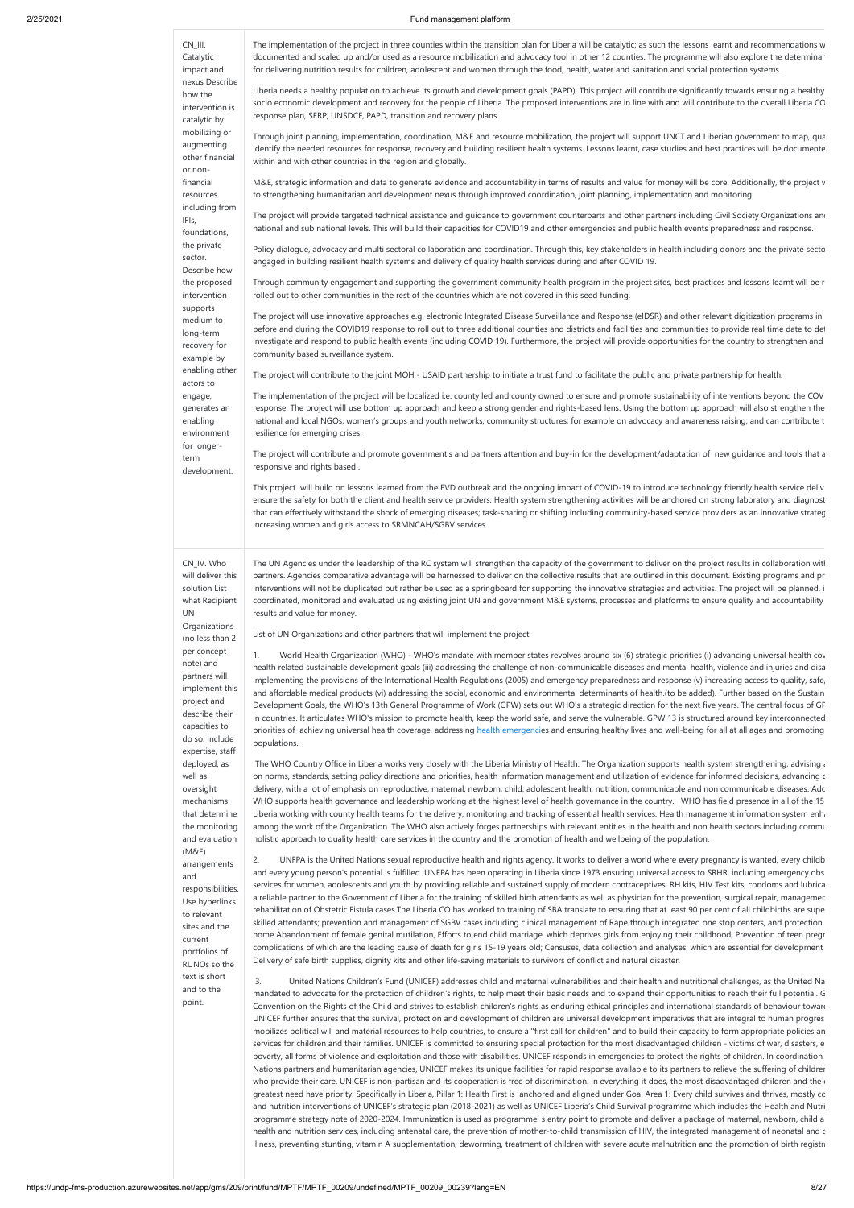| | |
|---|---|
| CN_III. Catalytic impact and nexus Describe how the intervention is catalytic by mobilizing or augmenting other financial or non-financial resources including from IFIs, foundations, the private sector. Describe how the proposed intervention supports medium to long-term recovery for example by enabling other actors to engage, generates an enabling environment for longer-term development. | The implementation of the project in three counties within the transition plan for Liberia will be catalytic; as such the lessons learnt and recommendations w documented and scaled up and/or used as a resource mobilization and advocacy tool in other 12 counties. The programme will also explore the determinar for delivering nutrition results for children, adolescent and women through the food, health, water and sanitation and social protection systems.<br><br>Liberia needs a healthy population to achieve its growth and development goals (PAPD). This project will contribute significantly towards ensuring a healthy socio economic development and recovery for the people of Liberia. The proposed interventions are in line with and will contribute to the overall Liberia CO response plan, SERP, UNSDCF, PAPD, transition and recovery plans.<br><br>Through joint planning, implementation, coordination, M&E and resource mobilization, the project will support UNCT and Liberian government to map, qua identify the needed resources for response, recovery and building resilient health systems. Lessons learnt, case studies and best practices will be documente within and with other countries in the region and globally.<br><br>M&E, strategic information and data to generate evidence and accountability in terms of results and value for money will be core. Additionally, the project v to strengthening humanitarian and development nexus through improved coordination, joint planning, implementation and monitoring.<br><br>The project will provide targeted technical assistance and guidance to government counterparts and other partners including Civil Society Organizations anc national and sub national levels. This will build their capacities for COVID19 and other emergencies and public health events preparedness and response.<br><br>Policy dialogue, advocacy and multi sectoral collaboration and coordination. Through this, key stakeholders in health including donors and the private secto engaged in building resilient health systems and delivery of quality health services during and after COVID 19.<br><br>Through community engagement and supporting the government community health program in the project sites, best practices and lessons learnt will be r rolled out to other communities in the rest of the countries which are not covered in this seed funding.<br><br>The project will use innovative approaches e.g. electronic Integrated Disease Surveillance and Response (eIDSR) and other relevant digitization programs in before and during the COVID19 response to roll out to three additional counties and districts and facilities and communities to provide real time date to det investigate and respond to public health events (including COVID 19). Furthermore, the project will provide opportunities for the country to strengthen and community based surveillance system.<br><br>The project will contribute to the joint MOH - USAID partnership to initiate a trust fund to facilitate the public and private partnership for health.<br><br>The implementation of the project will be localized i.e. county led and county owned to ensure and promote sustainability of interventions beyond the COV response. The project will use bottom up approach and keep a strong gender and rights-based lens. Using the bottom up approach will also strengthen the national and local NGOs, women's groups and youth networks, community structures; for example on advocacy and awareness raising; and can contribute t resilience for emerging crises.<br><br>The project will contribute and promote government's and partners attention and buy-in for the development/adaptation of new guidance and tools that a responsive and rights based .<br><br>This project will build on lessons learned from the EVD outbreak and the ongoing impact of COVID-19 to introduce technology friendly health service deliv ensure the safety for both the client and health service providers. Health system strengthening activities will be anchored on strong laboratory and diagnost that can effectively withstand the shock of emerging diseases; task-sharing or shifting including community-based service providers as an innovative strateg increasing women and girls access to SRMNCAH/SGBV services. |
| CN_IV. Who will deliver this solution List what Recipient UN Organizations (no less than 2 per concept note) and partners will implement this project and describe their capacities to do so. Include expertise, staff deployed, as well as oversight mechanisms that determine the monitoring and evaluation (M&E) arrangements and responsibilities. Use hyperlinks to relevant sites and the current portfolios of RUNOs so the text is short and to the point. | The UN Agencies under the leadership of the RC system will strengthen the capacity of the government to deliver on the project results in collaboration witl partners. Agencies comparative advantage will be harnessed to deliver on the collective results that are outlined in this document. Existing programs and pr interventions will not be duplicated but rather be used as a springboard for supporting the innovative strategies and activities. The project will be planned, i coordinated, monitored and evaluated using existing joint UN and government M&E systems, processes and platforms to ensure quality and accountability results and value for money.<br><br>List of UN Organizations and other partners that will implement the project<br><br>1. World Health Organization (WHO) - WHO's mandate with member states revolves around six (6) strategic priorities (i) advancing universal health cov health related sustainable development goals (iii) addressing the challenge of non-communicable diseases and mental health, violence and injuries and disa implementing the provisions of the International Health Regulations (2005) and emergency preparedness and response (v) increasing access to quality, safe, and affordable medical products (vi) addressing the social, economic and environmental determinants of health.(to be added). Further based on the Sustain Development Goals, the WHO's 13th General Programme of Work (GPW) sets out WHO's a strategic direction for the next five years. The central focus of GP in countries. It articulates WHO's mission to promote health, keep the world safe, and serve the vulnerable. GPW 13 is structured around key interconnected priorities of achieving universal health coverage, addressing health emergencies and ensuring healthy lives and well-being for all at all ages and promoting populations.<br><br>The WHO Country Office in Liberia works very closely with the Liberia Ministry of Health. The Organization supports health system strengthening, advising a on norms, standards, setting policy directions and priorities, health information management and utilization of evidence for informed decisions, advancing c delivery, with a lot of emphasis on reproductive, maternal, newborn, child, adolescent health, nutrition, communicable and non communicable diseases. Adc WHO supports health governance and leadership working at the highest level of health governance in the country. WHO has field presence in all of the 15 Liberia working with county health teams for the delivery, monitoring and tracking of essential health services. Health management information system enha among the work of the Organization. The WHO also actively forges partnerships with relevant entities in the health and non health sectors including commu holistic approach to quality health care services in the country and the promotion of health and wellbeing of the population.<br><br>2. UNFPA is the United Nations sexual reproductive health and rights agency. It works to deliver a world where every pregnancy is wanted, every childb and every young person's potential is fulfilled. UNFPA has been operating in Liberia since 1973 ensuring universal access to SRHR, including emergency obs services for women, adolescents and youth by providing reliable and sustained supply of modern contraceptives, RH kits, HIV Test kits, condoms and lubrica a reliable partner to the Government of Liberia for the training of skilled birth attendants as well as physician for the prevention, surgical repair, managemer rehabilitation of Obstetric Fistula cases.The Liberia CO has worked to training of SBA translate to ensuring that at least 90 per cent of all childbirths are supe skilled attendants; prevention and management of SGBV cases including clinical management of Rape through integrated one stop centers, and protection home Abandonment of female genital mutilation, Efforts to end child marriage, which deprives girls from enjoying their childhood; Prevention of teen pregr complications of which are the leading cause of death for girls 15-19 years old; Censuses, data collection and analyses, which are essential for development Delivery of safe birth supplies, dignity kits and other life-saving materials to survivors of conflict and natural disaster.<br><br>3. United Nations Children's Fund (UNICEF) addresses child and maternal vulnerabilities and their health and nutritional challenges, as the United Na mandated to advocate for the protection of children's rights, to help meet their basic needs and to expand their opportunities to reach their full potential. G Convention on the Rights of the Child and strives to establish children's rights as enduring ethical principles and international standards of behaviour towar UNICEF further ensures that the survival, protection and development of children are universal development imperatives that are integral to human progres mobilizes political will and material resources to help countries, to ensure a "first call for children" and to build their capacity to form appropriate policies an services for children and their families. UNICEF is committed to ensuring special protection for the most disadvantaged children - victims of war, disasters, e poverty, all forms of violence and exploitation and those with disabilities. UNICEF responds in emergencies to protect the rights of children. In coordination Nations partners and humanitarian agencies, UNICEF makes its unique facilities for rapid response available to its partners to relieve the suffering of childrer who provide their care. UNICEF is non-partisan and its cooperation is free of discrimination. In everything it does, the most disadvantaged children and the greatest need have priority. Specifically in Liberia, Pillar 1: Health First is anchored and aligned under Goal Area 1: Every child survives and thrives, mostly cc and nutrition interventions of UNICEF's strategic plan (2018-2021) as well as UNICEF Liberia's Child Survival programme which includes the Health and Nutri programme strategy note of 2020-2024. Immunization is used as programme' s entry point to promote and deliver a package of maternal, newborn, child a health and nutrition services, including antenatal care, the prevention of mother-to-child transmission of HIV, the integrated management of neonatal and c illness, preventing stunting, vitamin A supplementation, deworming, treatment of children with severe acute malnutrition and the promotion of birth registra |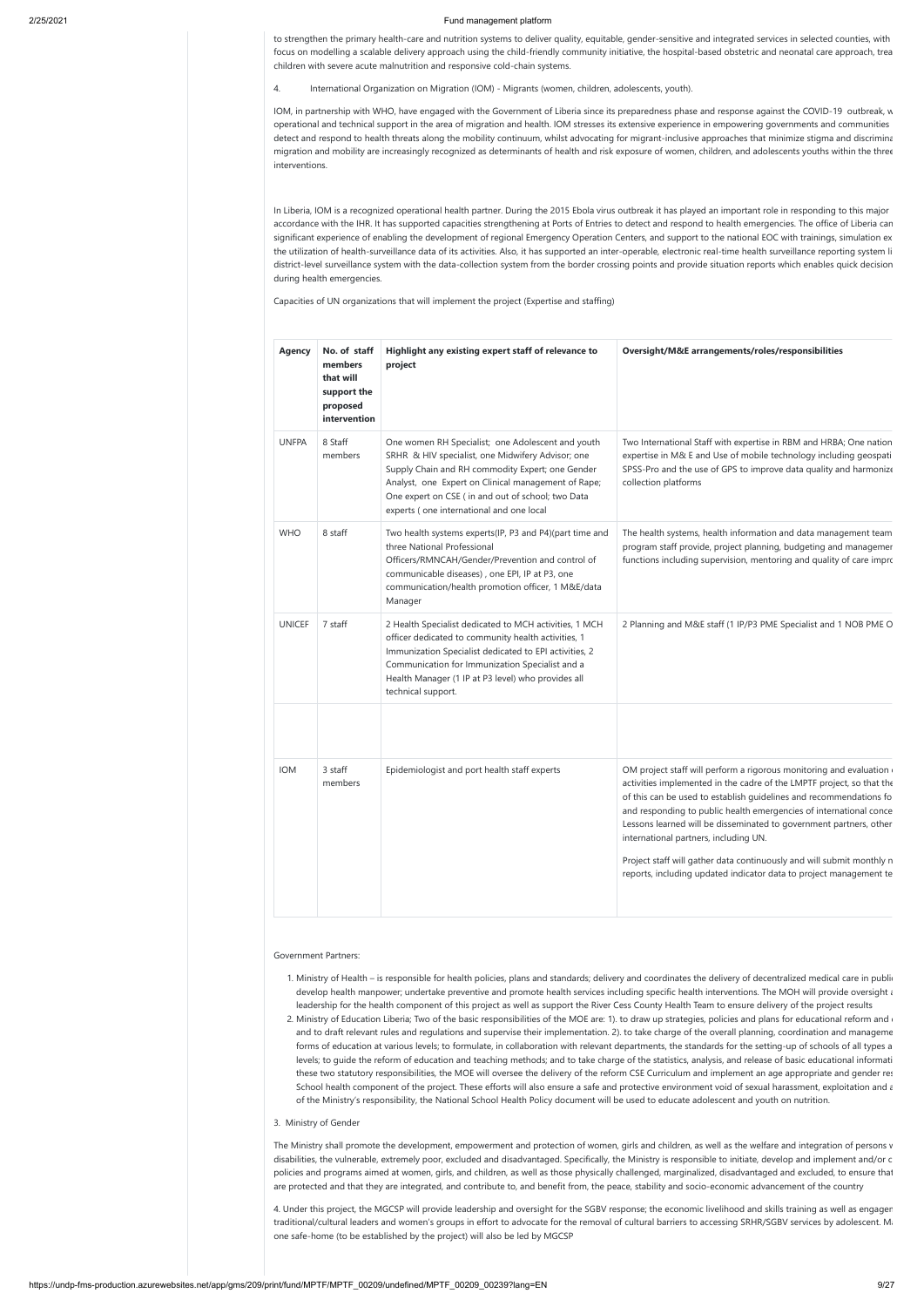to strengthen the primary health-care and nutrition systems to deliver quality, equitable, gender-sensitive and integrated services in selected counties, with focus on modelling a scalable delivery approach using the child-friendly community initiative, the hospital-based obstetric and neonatal care approach, trea children with severe acute malnutrition and responsive cold-chain systems.

4. International Organization on Migration (IOM) - Migrants (women, children, adolescents, youth).

IOM, in partnership with WHO, have engaged with the Government of Liberia since its preparedness phase and response against the COVID-19 outbreak, w operational and technical support in the area of migration and health. IOM stresses its extensive experience in empowering governments and communities detect and respond to health threats along the mobility continuum, whilst advocating for migrant-inclusive approaches that minimize stigma and discrimina migration and mobility are increasingly recognized as determinants of health and risk exposure of women, children, and adolescents youths within the three interventions.

In Liberia, IOM is a recognized operational health partner. During the 2015 Ebola virus outbreak it has played an important role in responding to this major accordance with the IHR. It has supported capacities strengthening at Ports of Entries to detect and respond to health emergencies. The office of Liberia can significant experience of enabling the development of regional Emergency Operation Centers, and support to the national EOC with trainings, simulation ex the utilization of health-surveillance data of its activities. Also, it has supported an inter-operable, electronic real-time health surveillance reporting system li district-level surveillance system with the data-collection system from the border crossing points and provide situation reports which enables quick decision during health emergencies.

Capacities of UN organizations that will implement the project (Expertise and staffing)

| Agency | No. of staff members that will support the proposed intervention | Highlight any existing expert staff of relevance to project | Oversight/M&E arrangements/roles/responsibilities |
|---|---|---|---|
| UNFPA | 8 Staff members | One women RH Specialist; one Adolescent and youth SRHR & HIV specialist, one Midwifery Advisor; one Supply Chain and RH commodity Expert; one Gender Analyst, one Expert on Clinical management of Rape; One expert on CSE ( in and out of school; two Data experts ( one international and one local | Two International Staff with expertise in RBM and HRBA; One nation expertise in M& E and Use of mobile technology including geospati SPSS-Pro and the use of GPS to improve data quality and harmonize collection platforms |
| WHO | 8 staff | Two health systems experts(IP, P3 and P4)(part time and three National Professional Officers/RMNCAH/Gender/Prevention and control of communicable diseases) , one EPI, IP at P3, one communication/health promotion officer, 1 M&E/data Manager | The health systems, health information and data management team program staff provide, project planning, budgeting and managemer functions including supervision, mentoring and quality of care impro |
| UNICEF | 7 staff | 2 Health Specialist dedicated to MCH activities, 1 MCH officer dedicated to community health activities, 1 Immunization Specialist dedicated to EPI activities, 2 Communication for Immunization Specialist and a Health Manager (1 IP at P3 level) who provides all technical support. | 2 Planning and M&E staff (1 IP/P3 PME Specialist and 1 NOB PME O |
| | | | |
| IOM | 3 staff members | Epidemiologist and port health staff experts | OM project staff will perform a rigorous monitoring and evaluation activities implemented in the cadre of the LMPTF project, so that the of this can be used to establish guidelines and recommendations fo and responding to public health emergencies of international conce Lessons learned will be disseminated to government partners, other international partners, including UN.<br><br>Project staff will gather data continuously and will submit monthly n reports, including updated indicator data to project management te |

Government Partners:

1. Ministry of Health – is responsible for health policies, plans and standards; delivery and coordinates the delivery of decentralized medical care in publi develop health manpower; undertake preventive and promote health services including specific health interventions. The MOH will provide oversight a leadership for the health component of this project as well as support the River Cess County Health Team to ensure delivery of the project results
2. Ministry of Education Liberia; Two of the basic responsibilities of the MOE are: 1). to draw up strategies, policies and plans for educational reform and and to draft relevant rules and regulations and supervise their implementation. 2). to take charge of the overall planning, coordination and manageme forms of education at various levels; to formulate, in collaboration with relevant departments, the standards for the setting-up of schools of all types a levels; to guide the reform of education and teaching methods; and to take charge of the statistics, analysis, and release of basic educational informati these two statutory responsibilities, the MOE will oversee the delivery of the reform CSE Curriculum and implement an age appropriate and gender res School health component of the project. These efforts will also ensure a safe and protective environment void of sexual harassment, exploitation and a of the Ministry's responsibility, the National School Health Policy document will be used to educate adolescent and youth on nutrition.

3. Ministry of Gender

The Ministry shall promote the development, empowerment and protection of women, girls and children, as well as the welfare and integration of persons v disabilities, the vulnerable, extremely poor, excluded and disadvantaged. Specifically, the Ministry is responsible to initiate, develop and implement and/or c policies and programs aimed at women, girls, and children, as well as those physically challenged, marginalized, disadvantaged and excluded, to ensure that are protected and that they are integrated, and contribute to, and benefit from, the peace, stability and socio-economic advancement of the country

4. Under this project, the MGCSP will provide leadership and oversight for the SGBV response; the economic livelihood and skills training as well as engager traditional/cultural leaders and women's groups in effort to advocate for the removal of cultural barriers to accessing SRHR/SGBV services by adolescent. M one safe-home (to be established by the project) will also be led by MGCSP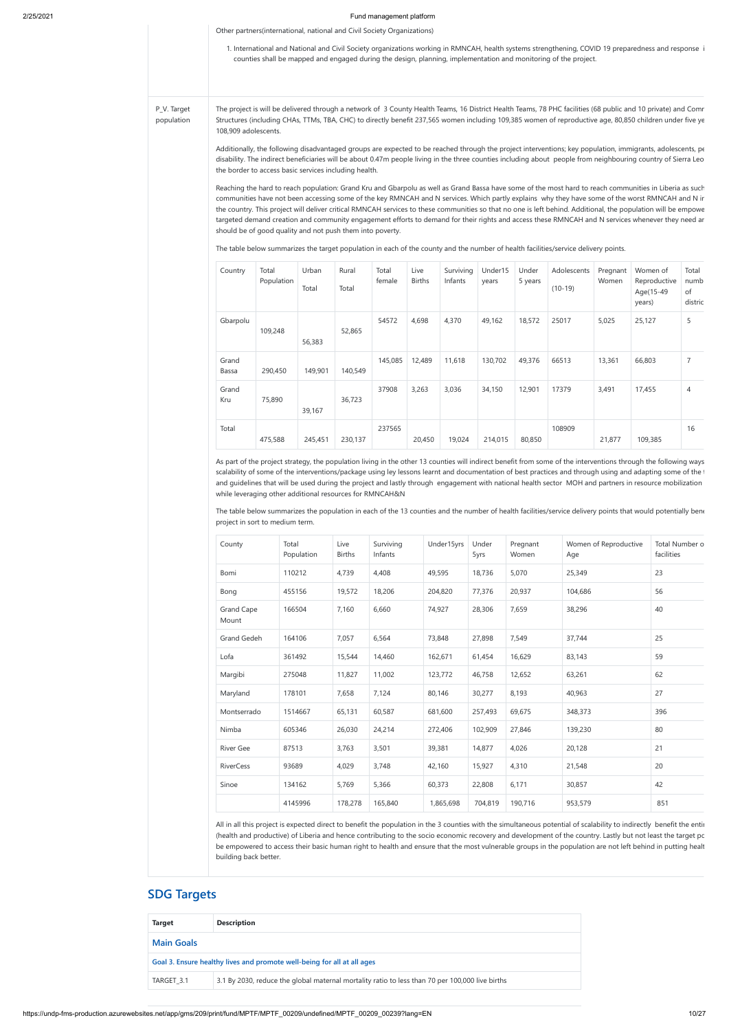Other partners(international, national and Civil Society Organizations)

1. International and National and Civil Society organizations working in RMNCAH, health systems strengthening, COVID 19 preparedness and response i counties shall be mapped and engaged during the design, planning, implementation and monitoring of the project.

P_V. Target population

The project is will be delivered through a network of 3 County Health Teams, 16 District Health Teams, 78 PHC facilities (68 public and 10 private) and Comr Structures (including CHAs, TTMs, TBA, CHC) to directly benefit 237,565 women including 109,385 women of reproductive age, 80,850 children under five ye 108,909 adolescents.

Additionally, the following disadvantaged groups are expected to be reached through the project interventions; key population, immigrants, adolescents, pe disability. The indirect beneficiaries will be about 0.47m people living in the three counties including about people from neighbouring country of Sierra Leo the border to access basic services including health.

Reaching the hard to reach population: Grand Kru and Gbarpolu as well as Grand Bassa have some of the most hard to reach communities in Liberia as such communities have not been accessing some of the key RMNCAH and N services. Which partly explains why they have some of the worst RMNCAH and N ir the country. This project will deliver critical RMNCAH services to these communities so that no one is left behind. Additional, the population will be empowe targeted demand creation and community engagement efforts to demand for their rights and access these RMNCAH and N services whenever they need ar should be of good quality and not push them into poverty.

The table below summarizes the target population in each of the county and the number of health facilities/service delivery points.

| Country | Total Population | Urban Total | Rural Total | Total female | Live Births | Surviving Infants | Under15 years | Under 5 years | Adolescents (10-19) | Pregnant Women | Women of Reproductive Age(15-49 years) | Total numb of distric |
|---|---|---|---|---|---|---|---|---|---|---|---|---|
| Gbarpolu | 109,248 | 56,383 | 52,865 | 54572 | 4,698 | 4,370 | 49,162 | 18,572 | 25017 | 5,025 | 25,127 | 5 |
| Grand Bassa | 290,450 | 149,901 | 140,549 | 145,085 | 12,489 | 11,618 | 130,702 | 49,376 | 66513 | 13,361 | 66,803 | 7 |
| Grand Kru | 75,890 | 39,167 | 36,723 | 37908 | 3,263 | 3,036 | 34,150 | 12,901 | 17379 | 3,491 | 17,455 | 4 |
| Total | 475,588 | 245,451 | 230,137 | 237565 | 20,450 | 19,024 | 214,015 | 80,850 | 108909 | 21,877 | 109,385 | 16 |

As part of the project strategy, the population living in the other 13 counties will indirect benefit from some of the interventions through the following ways scalability of some of the interventions/package using ley lessons learnt and documentation of best practices and through using and adapting some of the t and guidelines that will be used during the project and lastly through engagement with national health sector MOH and partners in resource mobilization while leveraging other additional resources for RMNCAH&N

The table below summarizes the population in each of the 13 counties and the number of health facilities/service delivery points that would potentially bene project in sort to medium term.

| County | Total Population | Live Births | Surviving Infants | Under15yrs | Under 5yrs | Pregnant Women | Women of Reproductive Age | Total Number o facilities |
|---|---|---|---|---|---|---|---|---|
| Bomi | 110212 | 4,739 | 4,408 | 49,595 | 18,736 | 5,070 | 25,349 | 23 |
| Bong | 455156 | 19,572 | 18,206 | 204,820 | 77,376 | 20,937 | 104,686 | 56 |
| Grand Cape Mount | 166504 | 7,160 | 6,660 | 74,927 | 28,306 | 7,659 | 38,296 | 40 |
| Grand Gedeh | 164106 | 7,057 | 6,564 | 73,848 | 27,898 | 7,549 | 37,744 | 25 |
| Lofa | 361492 | 15,544 | 14,460 | 162,671 | 61,454 | 16,629 | 83,143 | 59 |
| Margibi | 275048 | 11,827 | 11,002 | 123,772 | 46,758 | 12,652 | 63,261 | 62 |
| Maryland | 178101 | 7,658 | 7,124 | 80,146 | 30,277 | 8,193 | 40,963 | 27 |
| Montserrado | 1514667 | 65,131 | 60,587 | 681,600 | 257,493 | 69,675 | 348,373 | 396 |
| Nimba | 605346 | 26,030 | 24,214 | 272,406 | 102,909 | 27,846 | 139,230 | 80 |
| River Gee | 87513 | 3,763 | 3,501 | 39,381 | 14,877 | 4,026 | 20,128 | 21 |
| RiverCess | 93689 | 4,029 | 3,748 | 42,160 | 15,927 | 4,310 | 21,548 | 20 |
| Sinoe | 134162 | 5,769 | 5,366 | 60,373 | 22,808 | 6,171 | 30,857 | 42 |
| | 4145996 | 178,278 | 165,840 | 1,865,698 | 704,819 | 190,716 | 953,579 | 851 |

All in all this project is expected direct to benefit the population in the 3 counties with the simultaneous potential of scalability to indirectly benefit the entir (health and productive) of Liberia and hence contributing to the socio economic recovery and development of the country. Lastly but not least the target pc be empowered to access their basic human right to health and ensure that the most vulnerable groups in the population are not left behind in putting healt building back better.

## SDG Targets

| Target | Description |
|---|---|
| **Main Goals** | |
| **Goal 3. Ensure healthy lives and promote well-being for all at all ages** | |
| TARGET_3.1 | 3.1 By 2030, reduce the global maternal mortality ratio to less than 70 per 100,000 live births |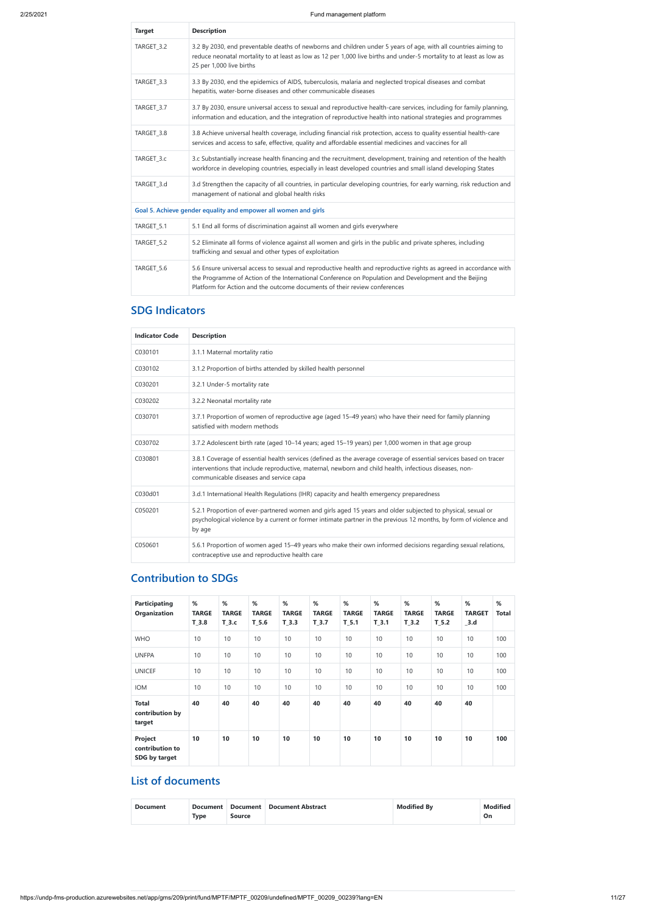| Target | Description |
| --- | --- |
| TARGET_3.2 | 3.2 By 2030, end preventable deaths of newborns and children under 5 years of age, with all countries aiming to reduce neonatal mortality to at least as low as 12 per 1,000 live births and under-5 mortality to at least as low as 25 per 1,000 live births |
| TARGET_3.3 | 3.3 By 2030, end the epidemics of AIDS, tuberculosis, malaria and neglected tropical diseases and combat hepatitis, water-borne diseases and other communicable diseases |
| TARGET_3.7 | 3.7 By 2030, ensure universal access to sexual and reproductive health-care services, including for family planning, information and education, and the integration of reproductive health into national strategies and programmes |
| TARGET_3.8 | 3.8 Achieve universal health coverage, including financial risk protection, access to quality essential health-care services and access to safe, effective, quality and affordable essential medicines and vaccines for all |
| TARGET_3.c | 3.c Substantially increase health financing and the recruitment, development, training and retention of the health workforce in developing countries, especially in least developed countries and small island developing States |
| TARGET_3.d | 3.d Strengthen the capacity of all countries, in particular developing countries, for early warning, risk reduction and management of national and global health risks |
| **Goal 5. Achieve gender equality and empower all women and girls** | |
| TARGET_5.1 | 5.1 End all forms of discrimination against all women and girls everywhere |
| TARGET_5.2 | 5.2 Eliminate all forms of violence against all women and girls in the public and private spheres, including trafficking and sexual and other types of exploitation |
| TARGET_5.6 | 5.6 Ensure universal access to sexual and reproductive health and reproductive rights as agreed in accordance with the Programme of Action of the International Conference on Population and Development and the Beijing Platform for Action and the outcome documents of their review conferences |

## SDG Indicators

| Indicator Code | Description |
| --- | --- |
| C030101 | 3.1.1 Maternal mortality ratio |
| C030102 | 3.1.2 Proportion of births attended by skilled health personnel |
| C030201 | 3.2.1 Under-5 mortality rate |
| C030202 | 3.2.2 Neonatal mortality rate |
| C030701 | 3.7.1 Proportion of women of reproductive age (aged 15–49 years) who have their need for family planning satisfied with modern methods |
| C030702 | 3.7.2 Adolescent birth rate (aged 10–14 years; aged 15–19 years) per 1,000 women in that age group |
| C030801 | 3.8.1 Coverage of essential health services (defined as the average coverage of essential services based on tracer interventions that include reproductive, maternal, newborn and child health, infectious diseases, non-communicable diseases and service capa |
| C030d01 | 3.d.1 International Health Regulations (IHR) capacity and health emergency preparedness |
| C050201 | 5.2.1 Proportion of ever-partnered women and girls aged 15 years and older subjected to physical, sexual or psychological violence by a current or former intimate partner in the previous 12 months, by form of violence and by age |
| C050601 | 5.6.1 Proportion of women aged 15–49 years who make their own informed decisions regarding sexual relations, contraceptive use and reproductive health care |

## Contribution to SDGs

| Participating Organization | % TARGET_3.8 | % TARGET_3.c | % TARGET_5.6 | % TARGET_3.3 | % TARGET_3.7 | % TARGET_5.1 | % TARGET_3.1 | % TARGET_3.2 | % TARGET_5.2 | % TARGET_3.d | % Total |
| --- | --- | --- | --- | --- | --- | --- | --- | --- | --- | --- | --- |
| WHO | 10 | 10 | 10 | 10 | 10 | 10 | 10 | 10 | 10 | 10 | 100 |
| UNFPA | 10 | 10 | 10 | 10 | 10 | 10 | 10 | 10 | 10 | 10 | 100 |
| UNICEF | 10 | 10 | 10 | 10 | 10 | 10 | 10 | 10 | 10 | 10 | 100 |
| IOM | 10 | 10 | 10 | 10 | 10 | 10 | 10 | 10 | 10 | 10 | 100 |
| **Total contribution by target** | **40** | **40** | **40** | **40** | **40** | **40** | **40** | **40** | **40** | **40** | |
| **Project contribution to SDG by target** | **10** | **10** | **10** | **10** | **10** | **10** | **10** | **10** | **10** | **10** | **100** |

## List of documents

| Document | Document Type | Document Source | Document Abstract | Modified By | Modified On |
| --- | --- | --- | --- | --- | --- |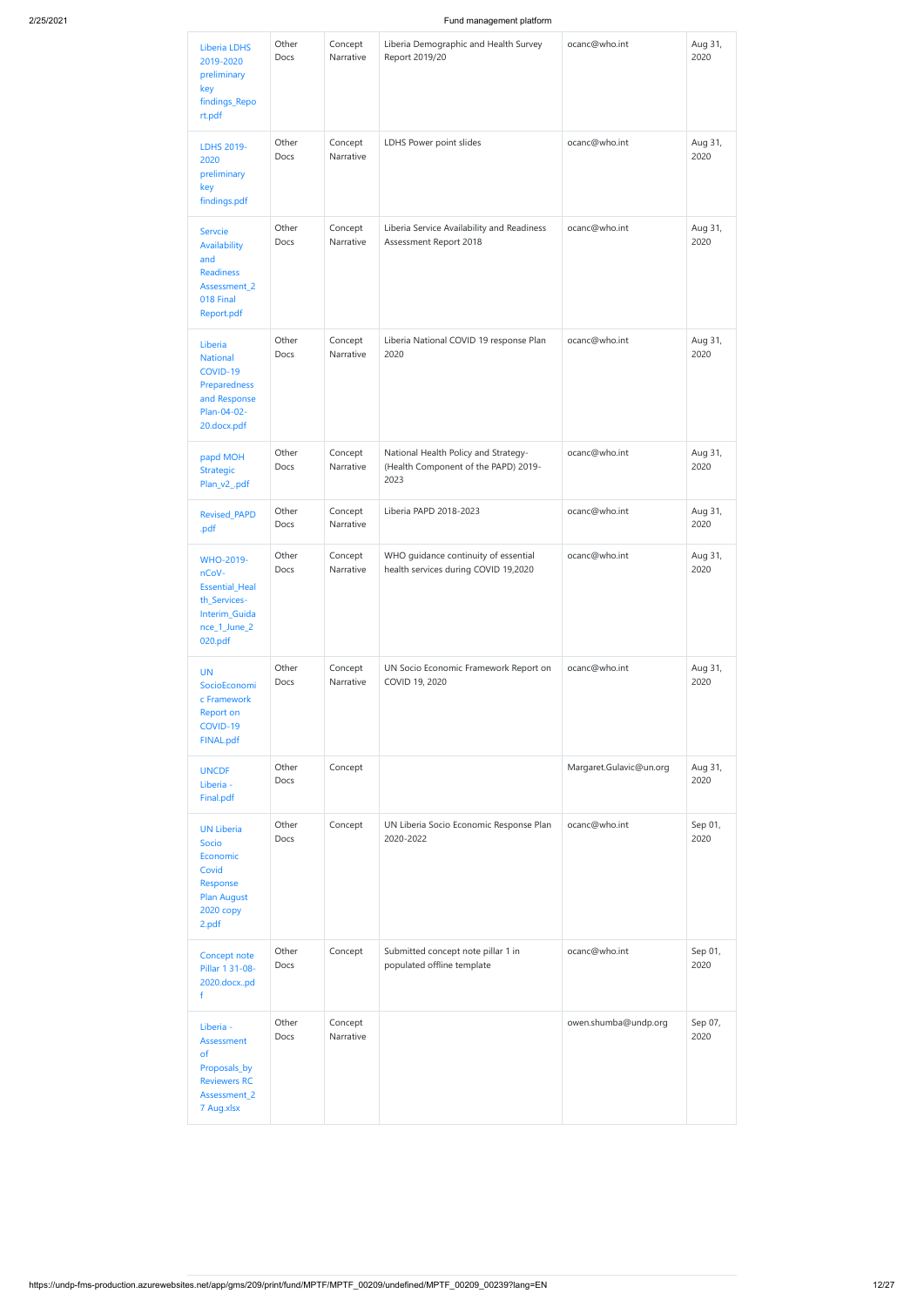| | | | | | |
|---|---|---|---|---|---|
| Liberia LDHS 2019-2020 preliminary key findings_Report.pdf | Other Docs | Concept Narrative | Liberia Demographic and Health Survey Report 2019/20 | ocanc@who.int | Aug 31, 2020 |
| LDHS 2019-2020 preliminary key findings.pdf | Other Docs | Concept Narrative | LDHS Power point slides | ocanc@who.int | Aug 31, 2020 |
| Servcie Availability and Readiness Assessment_2018 Final Report.pdf | Other Docs | Concept Narrative | Liberia Service Availability and Readiness Assessment Report 2018 | ocanc@who.int | Aug 31, 2020 |
| Liberia National COVID-19 Preparedness and Response Plan-04-02-20.docx.pdf | Other Docs | Concept Narrative | Liberia National COVID 19 response Plan 2020 | ocanc@who.int | Aug 31, 2020 |
| papd MOH Strategic Plan_v2_.pdf | Other Docs | Concept Narrative | National Health Policy and Strategy-(Health Component of the PAPD) 2019-2023 | ocanc@who.int | Aug 31, 2020 |
| Revised_PAPD.pdf | Other Docs | Concept Narrative | Liberia PAPD 2018-2023 | ocanc@who.int | Aug 31, 2020 |
| WHO-2019-nCoV-Essential_Health_Services-Interim_Guidance_1_June_2020.pdf | Other Docs | Concept Narrative | WHO guidance continuity of essential health services during COVID 19,2020 | ocanc@who.int | Aug 31, 2020 |
| UN SocioEconomic Framework Report on COVID-19 FINAL.pdf | Other Docs | Concept Narrative | UN Socio Economic Framework Report on COVID 19, 2020 | ocanc@who.int | Aug 31, 2020 |
| UNCDF Liberia - Final.pdf | Other Docs | Concept | | Margaret.Gulavic@un.org | Aug 31, 2020 |
| UN Liberia Socio Economic Covid Response Plan August 2020 copy 2.pdf | Other Docs | Concept | UN Liberia Socio Economic Response Plan 2020-2022 | ocanc@who.int | Sep 01, 2020 |
| Concept note Pillar 1 31-08-2020.docx..pdf | Other Docs | Concept | Submitted concept note pillar 1 in populated offline template | ocanc@who.int | Sep 01, 2020 |
| Liberia - Assessment of Proposals_by Reviewers RC Assessment_27 Aug.xlsx | Other Docs | Concept Narrative | | owen.shumba@undp.org | Sep 07, 2020 |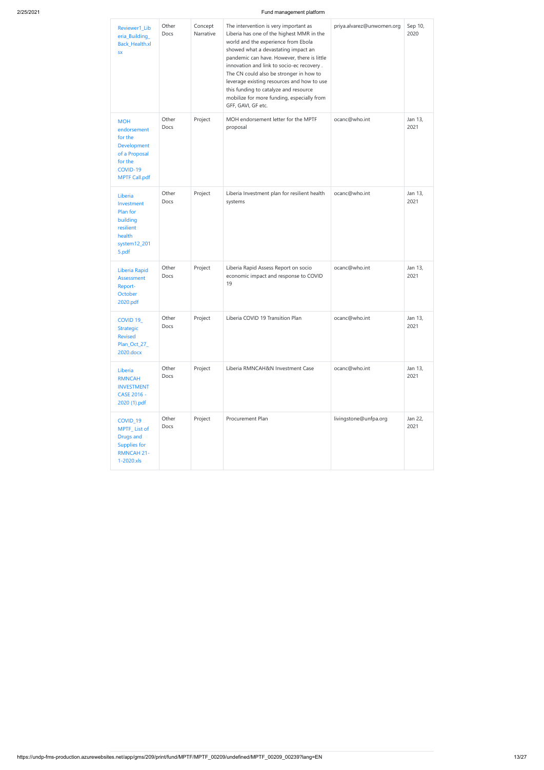| | | | | | |
|---|---|---|---|---|---|
| Reviewer1_Liberia_Building_Back_Health.xlsx | Other Docs | Concept Narrative | The intervention is very important as Liberia has one of the highest MMR in the world and the experience from Ebola showed what a devastating impact an pandemic can have. However, there is little innovation and link to socio-ec recovery . The CN could also be stronger in how to leverage existing resources and how to use this funding to catalyze and resource mobilize for more funding, especially from GFF, GAVI, GF etc. | priya.alvarez@unwomen.org | Sep 10, 2020 |
| MOH endorsement for the Development of a Proposal for the COVID-19 MPTF Call.pdf | Other Docs | Project | MOH endorsement letter for the MPTF proposal | ocanc@who.int | Jan 13, 2021 |
| Liberia Investment Plan for building resilient health system12_2015.pdf | Other Docs | Project | Liberia Investment plan for resilient health systems | ocanc@who.int | Jan 13, 2021 |
| Liberia Rapid Assessment Report-October 2020.pdf | Other Docs | Project | Liberia Rapid Assess Report on socio economic impact and response to COVID 19 | ocanc@who.int | Jan 13, 2021 |
| COVID 19_ Strategic Revised Plan_Oct_27_2020.docx | Other Docs | Project | Liberia COVID 19 Transition Plan | ocanc@who.int | Jan 13, 2021 |
| Liberia RMNCAH INVESTMENT CASE 2016 - 2020 (1).pdf | Other Docs | Project | Liberia RMNCAH&N Investment Case | ocanc@who.int | Jan 13, 2021 |
| COVID_19 MPTF_ List of Drugs and Supplies for RMNCAH 21-1-2020.xls | Other Docs | Project | Procurement Plan | livingstone@unfpa.org | Jan 22, 2021 |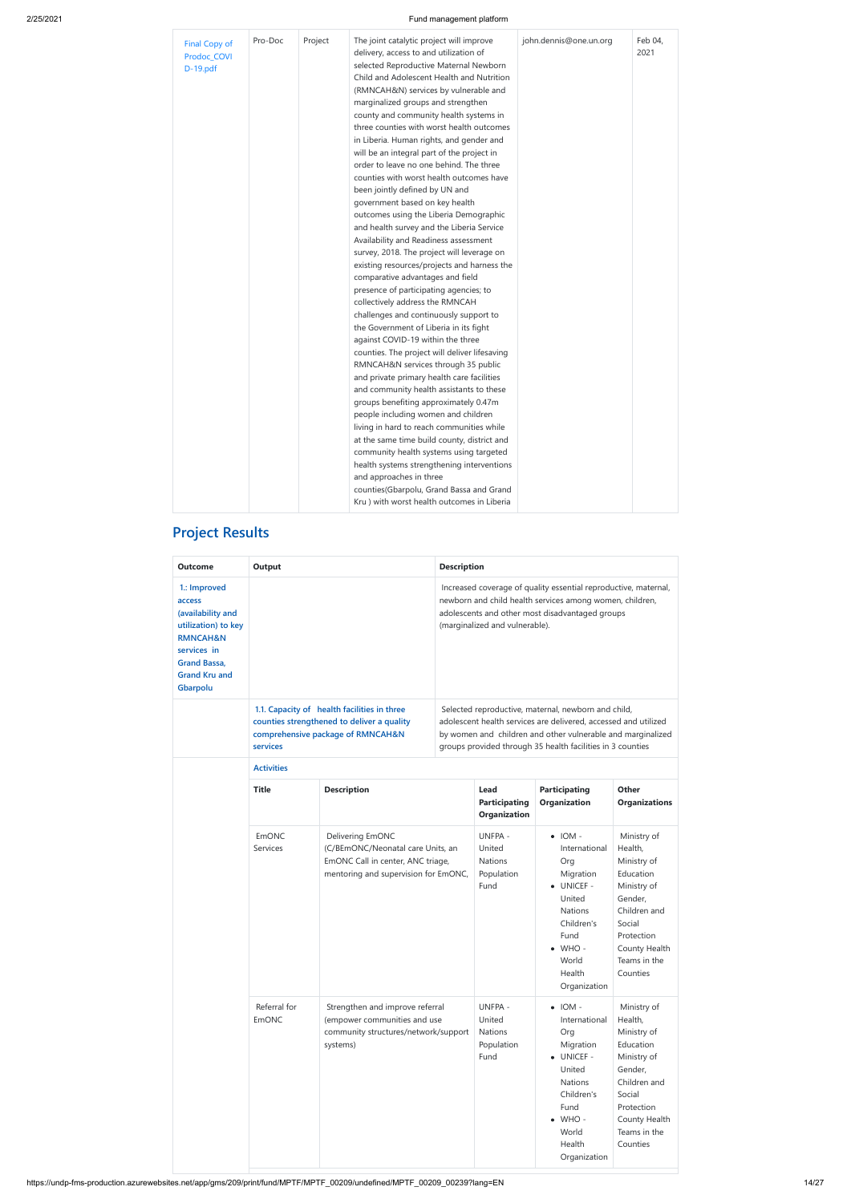| Final Copy of Prodoc_COVID-19.pdf | Pro-Doc | Project | The joint catalytic project will improve delivery, access to and utilization of selected Reproductive Maternal Newborn Child and Adolescent Health and Nutrition (RMNCAH&N) services by vulnerable and marginalized groups and strengthen county and community health systems in three counties with worst health outcomes in Liberia. Human rights, and gender and will be an integral part of the project in order to leave no one behind. The three counties with worst health outcomes have been jointly defined by UN and government based on key health outcomes using the Liberia Demographic and health survey and the Liberia Service Availability and Readiness assessment survey, 2018. The project will leverage on existing resources/projects and harness the comparative advantages and field presence of participating agencies; to collectively address the RMNCAH challenges and continuously support to the Government of Liberia in its fight against COVID-19 within the three counties. The project will deliver lifesaving RMNCAH&N services through 35 public and private primary health care facilities and community health assistants to these groups benefiting approximately 0.47m people including women and children living in hard to reach communities while at the same time build county, district and community health systems using targeted health systems strengthening interventions and approaches in three counties(Gbarpolu, Grand Bassa and Grand Kru ) with worst health outcomes in Liberia | john.dennis@one.un.org | Feb 04, 2021 |
|---|---|---|---|---|---|

## Project Results

| Outcome | Output | Description |
|---|---|---|
| 1.: Improved access (availability and utilization) to key RMNCAH&N services in Grand Bassa, Grand Kru and Gbarpolu | | Increased coverage of quality essential reproductive, maternal, newborn and child health services among women, children, adolescents and other most disadvantaged groups (marginalized and vulnerable). |
| | 1.1. Capacity of health facilities in three counties strengthened to deliver a quality comprehensive package of RMNCAH&N services | Selected reproductive, maternal, newborn and child, adolescent health services are delivered, accessed and utilized by women and children and other vulnerable and marginalized groups provided through 35 health facilities in 3 counties |

**Activities**

| Title | Description | Lead Participating Organization | Participating Organization | Other Organizations |
|---|---|---|---|---|
| EmONC Services | Delivering EmONC (C/BEmONC/Neonatal care Units, an EmONC Call in center, ANC triage, mentoring and supervision for EmONC, | UNFPA - United Nations Population Fund | • IOM - International Org Migration<br>• UNICEF - United Nations Children's Fund<br>• WHO - World Health Organization | Ministry of Health, Ministry of Education Ministry of Gender, Children and Social Protection County Health Teams in the Counties |
| Referral for EmONC | Strengthen and improve referral (empower communities and use community structures/network/support systems) | UNFPA - United Nations Population Fund | • IOM - International Org Migration<br>• UNICEF - United Nations Children's Fund<br>• WHO - World Health Organization | Ministry of Health, Ministry of Education Ministry of Gender, Children and Social Protection County Health Teams in the Counties |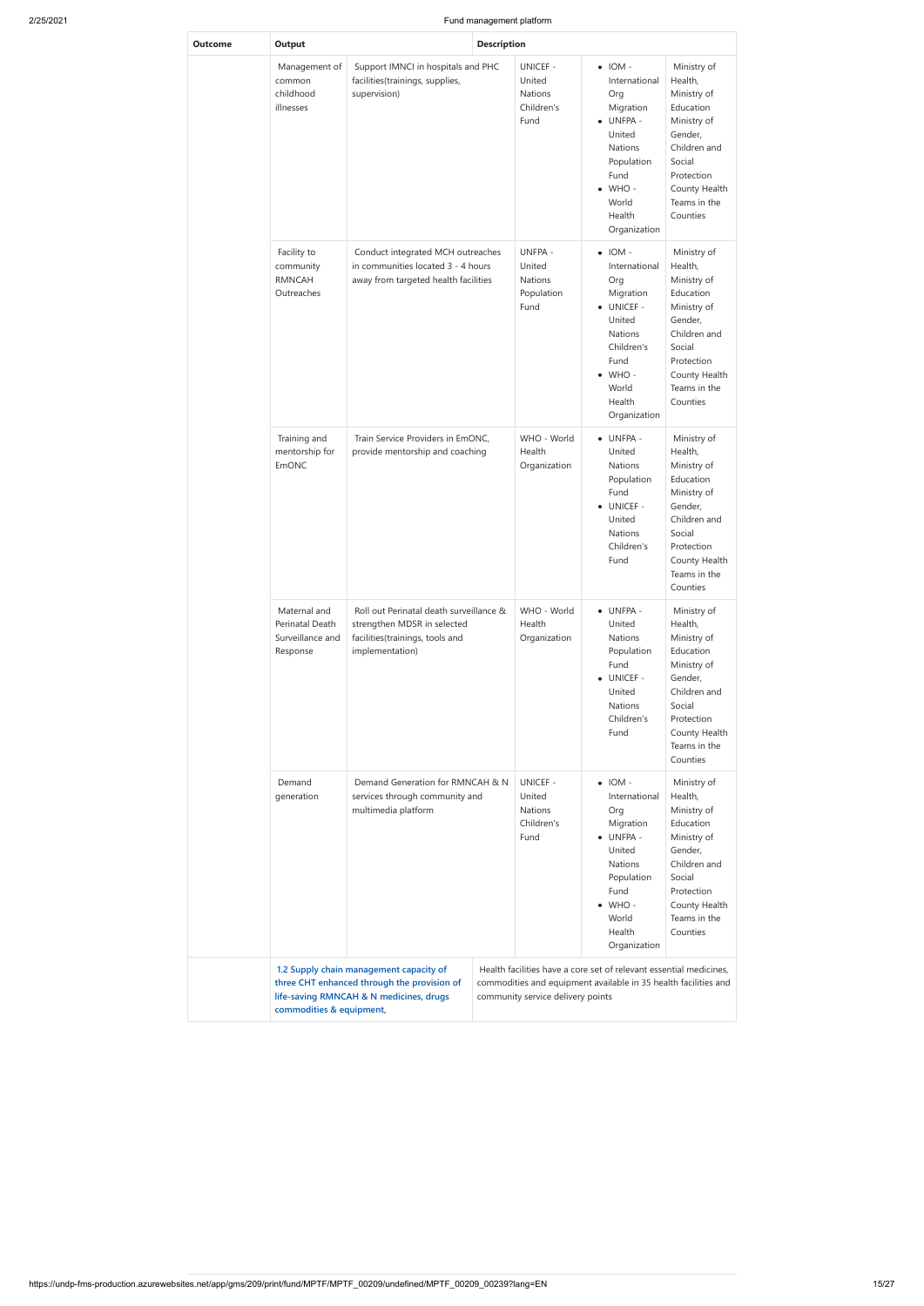| Outcome | Output | | Description | | |
|---|---|---|---|---|---|
| | Management of common childhood illnesses | Support IMNCI in hospitals and PHC facilities(trainings, supplies, supervision) | UNICEF - United Nations Children's Fund | • IOM - International Org Migration<br>• UNFPA - United Nations Population Fund<br>• WHO - World Health Organization | Ministry of Health, Ministry of Education Ministry of Gender, Children and Social Protection County Health Teams in the Counties |
| | Facility to community RMNCAH Outreaches | Conduct integrated MCH outreaches in communities located 3 - 4 hours away from targeted health facilities | UNFPA - United Nations Population Fund | • IOM - International Org Migration<br>• UNICEF - United Nations Children's Fund<br>• WHO - World Health Organization | Ministry of Health, Ministry of Education Ministry of Gender, Children and Social Protection County Health Teams in the Counties |
| | Training and mentorship for EmONC | Train Service Providers in EmONC, provide mentorship and coaching | WHO - World Health Organization | • UNFPA - United Nations Population Fund<br>• UNICEF - United Nations Children's Fund | Ministry of Health, Ministry of Education Ministry of Gender, Children and Social Protection County Health Teams in the Counties |
| | Maternal and Perinatal Death Surveillance and Response | Roll out Perinatal death surveillance & strengthen MDSR in selected facilities(trainings, tools and implementation) | WHO - World Health Organization | • UNFPA - United Nations Population Fund<br>• UNICEF - United Nations Children's Fund | Ministry of Health, Ministry of Education Ministry of Gender, Children and Social Protection County Health Teams in the Counties |
| | Demand generation | Demand Generation for RMNCAH & N services through community and multimedia platform | UNICEF - United Nations Children's Fund | • IOM - International Org Migration<br>• UNFPA - United Nations Population Fund<br>• WHO - World Health Organization | Ministry of Health, Ministry of Education Ministry of Gender, Children and Social Protection County Health Teams in the Counties |
| | **1.2 Supply chain management capacity of three CHT enhanced through the provision of life-saving RMNCAH & N medicines, drugs commodities & equipment,** | | Health facilities have a core set of relevant essential medicines, commodities and equipment available in 35 health facilities and community service delivery points | | |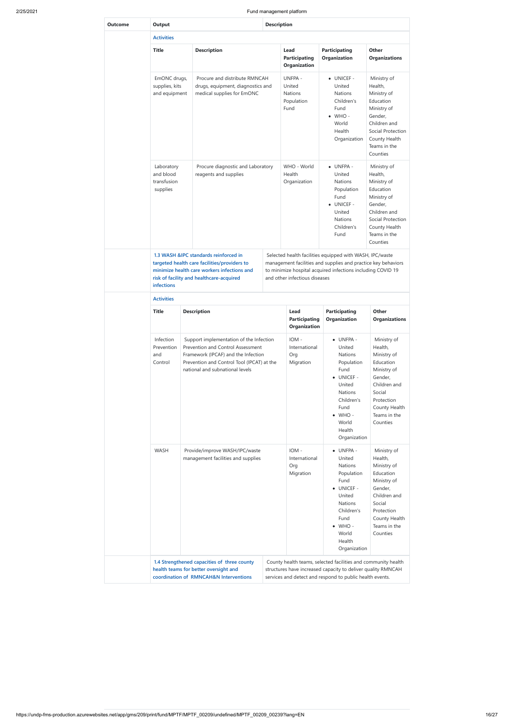| Outcome | Output | Description |
|---|---|---|
| | **Activities** | |

| Title | Description | Lead Participating Organization | Participating Organization | Other Organizations |
|---|---|---|---|---|
| EmONC drugs, supplies, kits and equipment | Procure and distribute RMNCAH drugs, equipment, diagnostics and medical supplies for EmONC | UNFPA - United Nations Population Fund | • UNICEF - United Nations Children's Fund<br>• WHO - World Health Organization | Ministry of Health, Ministry of Education Ministry of Gender, Children and Social Protection County Health Teams in the Counties |
| Laboratory and blood transfusion supplies | Procure diagnostic and Laboratory reagents and supplies | WHO - World Health Organization | • UNFPA - United Nations Population Fund<br>• UNICEF - United Nations Children's Fund | Ministry of Health, Ministry of Education Ministry of Gender, Children and Social Protection County Health Teams in the Counties |

| Outcome | Output | Description |
|---|---|---|
| | **1.3 WASH &IPC standards reinforced in targeted health care facilities/providers to minimize health care workers infections and risk of facility and healthcare-acquired infections** | Selected health facilities equipped with WASH, IPC/waste management facilities and supplies and practice key behaviors to minimize hospital acquired infections including COVID 19 and other infectious diseases |
| | **Activities** | |

| Title | Description | Lead Participating Organization | Participating Organization | Other Organizations |
|---|---|---|---|---|
| Infection Prevention and Control | Support implementation of the Infection Prevention and Control Assessment Framework (IPCAF) and the Infection Prevention and Control Tool (IPCAT) at the national and subnational levels | IOM - International Org Migration | • UNFPA - United Nations Population Fund<br>• UNICEF - United Nations Children's Fund<br>• WHO - World Health Organization | Ministry of Health, Ministry of Education Ministry of Gender, Children and Social Protection County Health Teams in the Counties |
| WASH | Provide/improve WASH/IPC/waste management facilities and supplies | IOM - International Org Migration | • UNFPA - United Nations Population Fund<br>• UNICEF - United Nations Children's Fund<br>• WHO - World Health Organization | Ministry of Health, Ministry of Education Ministry of Gender, Children and Social Protection County Health Teams in the Counties |

| Outcome | Output | Description |
|---|---|---|
| | **1.4 Strengthened capacities of three county health teams for better oversight and coordination of RMNCAH&N Interventions** | County health teams, selected facilities and community health structures have increased capacity to deliver quality RMNCAH services and detect and respond to public health events. |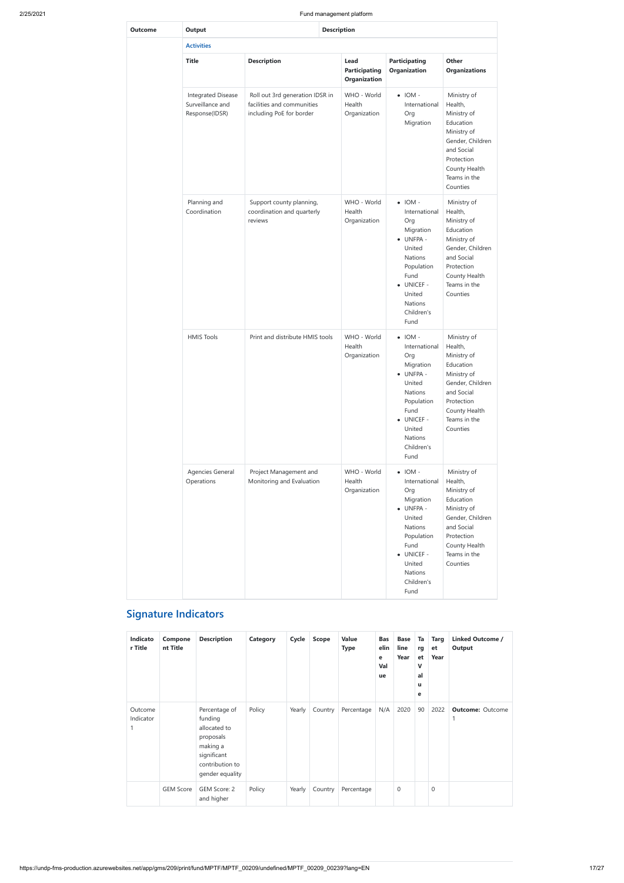| Outcome | Output | Description | | | |
|---|---|---|---|---|---|
| | **Activities** | | | | |
| | **Title** | **Description** | **Lead Participating Organization** | **Participating Organization** | **Other Organizations** |
| | Integrated Disease Surveillance and Response(IDSR) | Roll out 3rd generation IDSR in facilities and communities including PoE for border | WHO - World Health Organization | • IOM - International Org Migration | Ministry of Health, Ministry of Education Ministry of Gender, Children and Social Protection County Health Teams in the Counties |
| | Planning and Coordination | Support county planning, coordination and quarterly reviews | WHO - World Health Organization | • IOM - International Org Migration • UNFPA - United Nations Population Fund • UNICEF - United Nations Children's Fund | Ministry of Health, Ministry of Education Ministry of Gender, Children and Social Protection County Health Teams in the Counties |
| | HMIS Tools | Print and distribute HMIS tools | WHO - World Health Organization | • IOM - International Org Migration • UNFPA - United Nations Population Fund • UNICEF - United Nations Children's Fund | Ministry of Health, Ministry of Education Ministry of Gender, Children and Social Protection County Health Teams in the Counties |
| | Agencies General Operations | Project Management and Monitoring and Evaluation | WHO - World Health Organization | • IOM - International Org Migration • UNFPA - United Nations Population Fund • UNICEF - United Nations Children's Fund | Ministry of Health, Ministry of Education Ministry of Gender, Children and Social Protection County Health Teams in the Counties |

## Signature Indicators

| Indicator Title | Component Title | Description | Category | Cycle | Scope | Value Type | Baseline Value | Baseline Year | Target Value | Target Year | Linked Outcome / Output |
|---|---|---|---|---|---|---|---|---|---|---|---|
| Outcome Indicator 1 | | Percentage of funding allocated to proposals making a significant contribution to gender equality | Policy | Yearly | Country | Percentage | N/A | 2020 | 90 | 2022 | **Outcome:** Outcome 1 |
| | GEM Score | GEM Score: 2 and higher | Policy | Yearly | Country | Percentage | | 0 | | 0 | |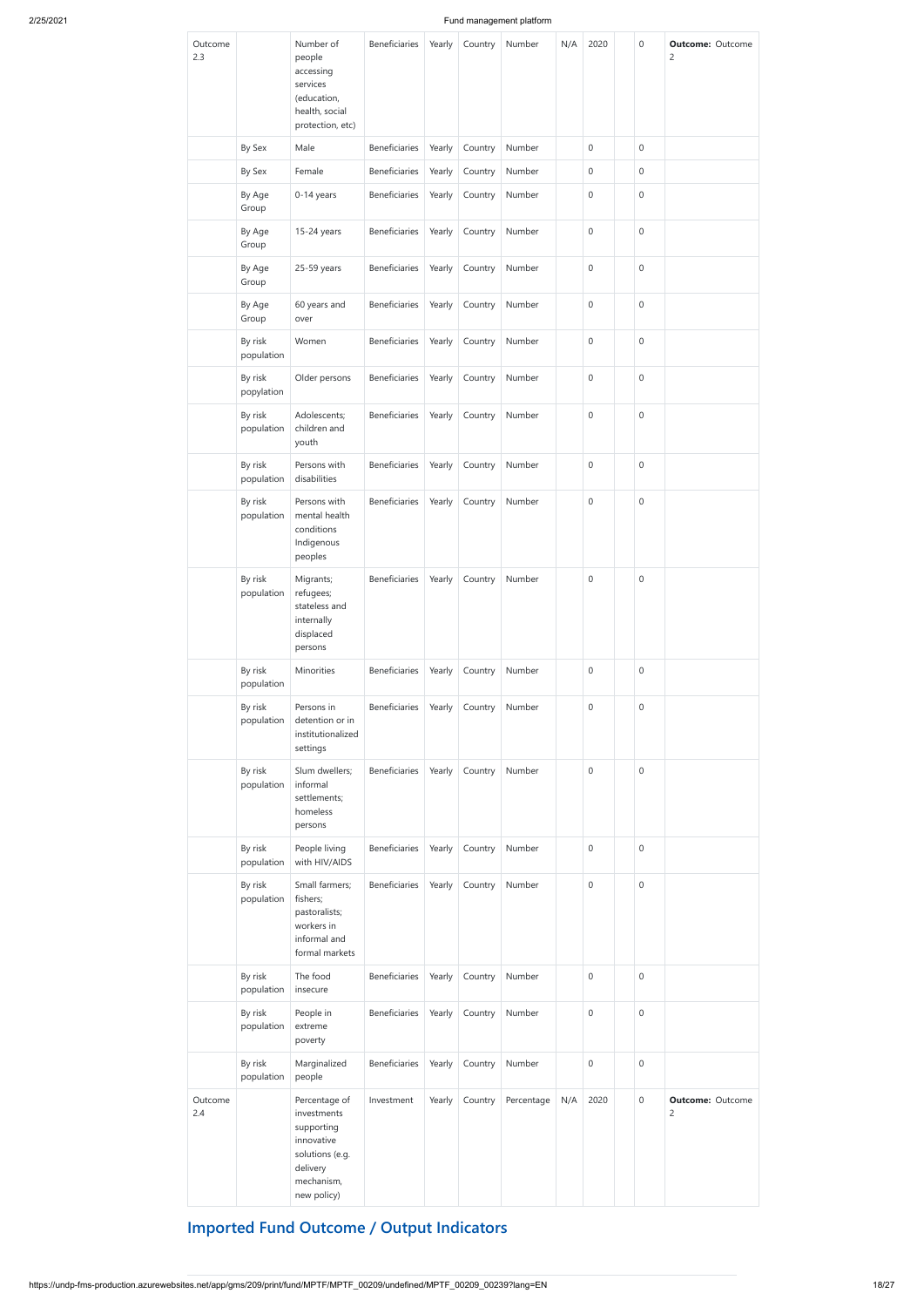| Outcome 2.3 | | Number of people accessing services (education, health, social protection, etc) | Beneficiaries | Yearly | Country | Number | N/A | 2020 | | 0 | **Outcome:** Outcome 2 |
|---|---|---|---|---|---|---|---|---|---|---|---|
| | By Sex | Male | Beneficiaries | Yearly | Country | Number | | 0 | | 0 | |
| | By Sex | Female | Beneficiaries | Yearly | Country | Number | | 0 | | 0 | |
| | By Age Group | 0-14 years | Beneficiaries | Yearly | Country | Number | | 0 | | 0 | |
| | By Age Group | 15-24 years | Beneficiaries | Yearly | Country | Number | | 0 | | 0 | |
| | By Age Group | 25-59 years | Beneficiaries | Yearly | Country | Number | | 0 | | 0 | |
| | By Age Group | 60 years and over | Beneficiaries | Yearly | Country | Number | | 0 | | 0 | |
| | By risk population | Women | Beneficiaries | Yearly | Country | Number | | 0 | | 0 | |
| | By risk popylation | Older persons | Beneficiaries | Yearly | Country | Number | | 0 | | 0 | |
| | By risk population | Adolescents; children and youth | Beneficiaries | Yearly | Country | Number | | 0 | | 0 | |
| | By risk population | Persons with disabilities | Beneficiaries | Yearly | Country | Number | | 0 | | 0 | |
| | By risk population | Persons with mental health conditions Indigenous peoples | Beneficiaries | Yearly | Country | Number | | 0 | | 0 | |
| | By risk population | Migrants; refugees; stateless and internally displaced persons | Beneficiaries | Yearly | Country | Number | | 0 | | 0 | |
| | By risk population | Minorities | Beneficiaries | Yearly | Country | Number | | 0 | | 0 | |
| | By risk population | Persons in detention or in institutionalized settings | Beneficiaries | Yearly | Country | Number | | 0 | | 0 | |
| | By risk population | Slum dwellers; informal settlements; homeless persons | Beneficiaries | Yearly | Country | Number | | 0 | | 0 | |
| | By risk population | People living with HIV/AIDS | Beneficiaries | Yearly | Country | Number | | 0 | | 0 | |
| | By risk population | Small farmers; fishers; pastoralists; workers in informal and formal markets | Beneficiaries | Yearly | Country | Number | | 0 | | 0 | |
| | By risk population | The food insecure | Beneficiaries | Yearly | Country | Number | | 0 | | 0 | |
| | By risk population | People in extreme poverty | Beneficiaries | Yearly | Country | Number | | 0 | | 0 | |
| | By risk population | Marginalized people | Beneficiaries | Yearly | Country | Number | | 0 | | 0 | |
| Outcome 2.4 | | Percentage of investments supporting innovative solutions (e.g. delivery mechanism, new policy) | Investment | Yearly | Country | Percentage | N/A | 2020 | | 0 | **Outcome:** Outcome 2 |

## Imported Fund Outcome / Output Indicators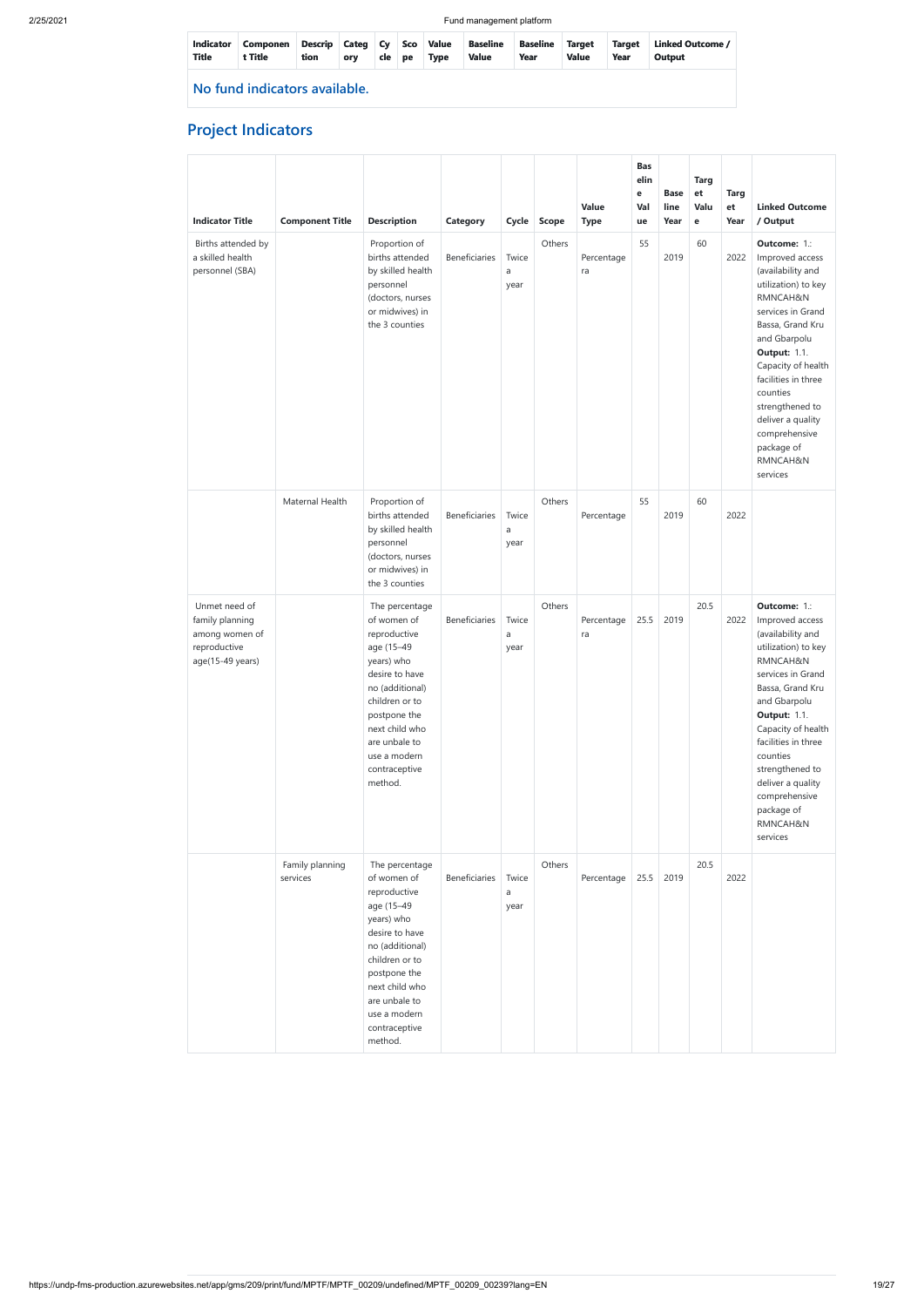| Indicator Title | Component Title | Description | Category | Cycle | Scope | Value Type | Baseline Value | Baseline Year | Target Value | Target Year | Linked Outcome / Output |
|---|---|---|---|---|---|---|---|---|---|---|---|
| No fund indicators available. | | | | | | | | | | | |

## Project Indicators

| Indicator Title | Component Title | Description | Category | Cycle | Scope | Value Type | Baseline Value | Baseline Year | Target Value | Target Year | Linked Outcome / Output |
|---|---|---|---|---|---|---|---|---|---|---|---|
| Births attended by a skilled health personnel (SBA) | | Proportion of births attended by skilled health personnel (doctors, nurses or midwives) in the 3 counties | Beneficiaries | Twice a year | Others | Percentage ra | 55 | 2019 | 60 | 2022 | **Outcome:** 1.: Improved access (availability and utilization) to key RMNCAH&N services in Grand Bassa, Grand Kru and Gbarpolu **Output:** 1.1. Capacity of health facilities in three counties strengthened to deliver a quality comprehensive package of RMNCAH&N services |
| | Maternal Health | Proportion of births attended by skilled health personnel (doctors, nurses or midwives) in the 3 counties | Beneficiaries | Twice a year | Others | Percentage | 55 | 2019 | 60 | 2022 | |
| Unmet need of family planning among women of reproductive age(15-49 years) | | The percentage of women of reproductive age (15–49 years) who desire to have no (additional) children or to postpone the next child who are unbale to use a modern contraceptive method. | Beneficiaries | Twice a year | Others | Percentage ra | 25.5 | 2019 | 20.5 | 2022 | **Outcome:** 1.: Improved access (availability and utilization) to key RMNCAH&N services in Grand Bassa, Grand Kru and Gbarpolu **Output:** 1.1. Capacity of health facilities in three counties strengthened to deliver a quality comprehensive package of RMNCAH&N services |
| | Family planning services | The percentage of women of reproductive age (15–49 years) who desire to have no (additional) children or to postpone the next child who are unbale to use a modern contraceptive method. | Beneficiaries | Twice a year | Others | Percentage | 25.5 | 2019 | 20.5 | 2022 | |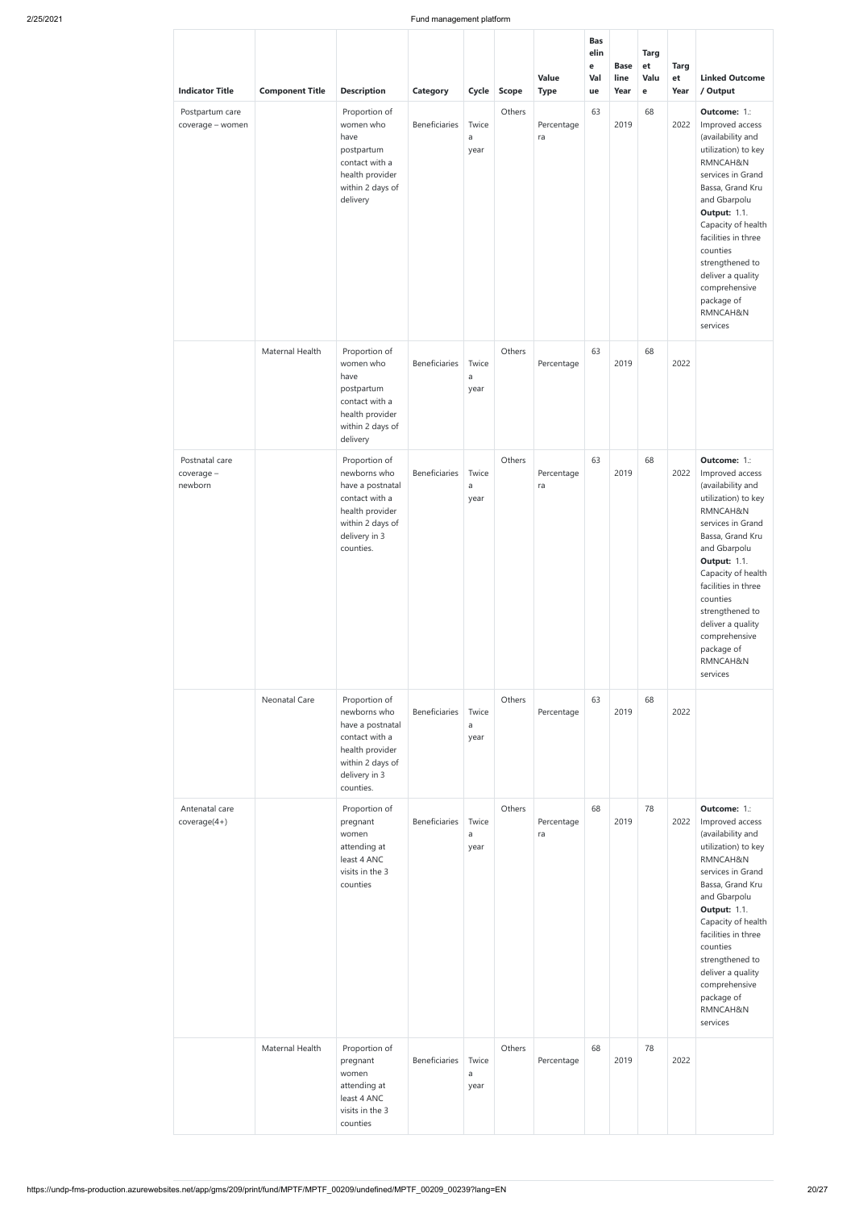| Indicator Title | Component Title | Description | Category | Cycle | Scope | Value Type | Baseline Value | Base line Year | Target Value | Target Year | Linked Outcome / Output |
|---|---|---|---|---|---|---|---|---|---|---|---|
| Postpartum care coverage – women | | Proportion of women who have postpartum contact with a health provider within 2 days of delivery | Beneficiaries | Twice a year | Others | Percentage ra | 63 | 2019 | 68 | 2022 | **Outcome:** 1.: Improved access (availability and utilization) to key RMNCAH&N services in Grand Bassa, Grand Kru and Gbarpolu **Output:** 1.1. Capacity of health facilities in three counties strengthened to deliver a quality comprehensive package of RMNCAH&N services |
| | Maternal Health | Proportion of women who have postpartum contact with a health provider within 2 days of delivery | Beneficiaries | Twice a year | Others | Percentage | 63 | 2019 | 68 | 2022 | |
| Postnatal care coverage – newborn | | Proportion of newborns who have a postnatal contact with a health provider within 2 days of delivery in 3 counties. | Beneficiaries | Twice a year | Others | Percentage ra | 63 | 2019 | 68 | 2022 | **Outcome:** 1.: Improved access (availability and utilization) to key RMNCAH&N services in Grand Bassa, Grand Kru and Gbarpolu **Output:** 1.1. Capacity of health facilities in three counties strengthened to deliver a quality comprehensive package of RMNCAH&N services |
| | Neonatal Care | Proportion of newborns who have a postnatal contact with a health provider within 2 days of delivery in 3 counties. | Beneficiaries | Twice a year | Others | Percentage | 63 | 2019 | 68 | 2022 | |
| Antenatal care coverage(4+) | | Proportion of pregnant women attending at least 4 ANC visits in the 3 counties | Beneficiaries | Twice a year | Others | Percentage ra | 68 | 2019 | 78 | 2022 | **Outcome:** 1.: Improved access (availability and utilization) to key RMNCAH&N services in Grand Bassa, Grand Kru and Gbarpolu **Output:** 1.1. Capacity of health facilities in three counties strengthened to deliver a quality comprehensive package of RMNCAH&N services |
| | Maternal Health | Proportion of pregnant women attending at least 4 ANC visits in the 3 counties | Beneficiaries | Twice a year | Others | Percentage | 68 | 2019 | 78 | 2022 | |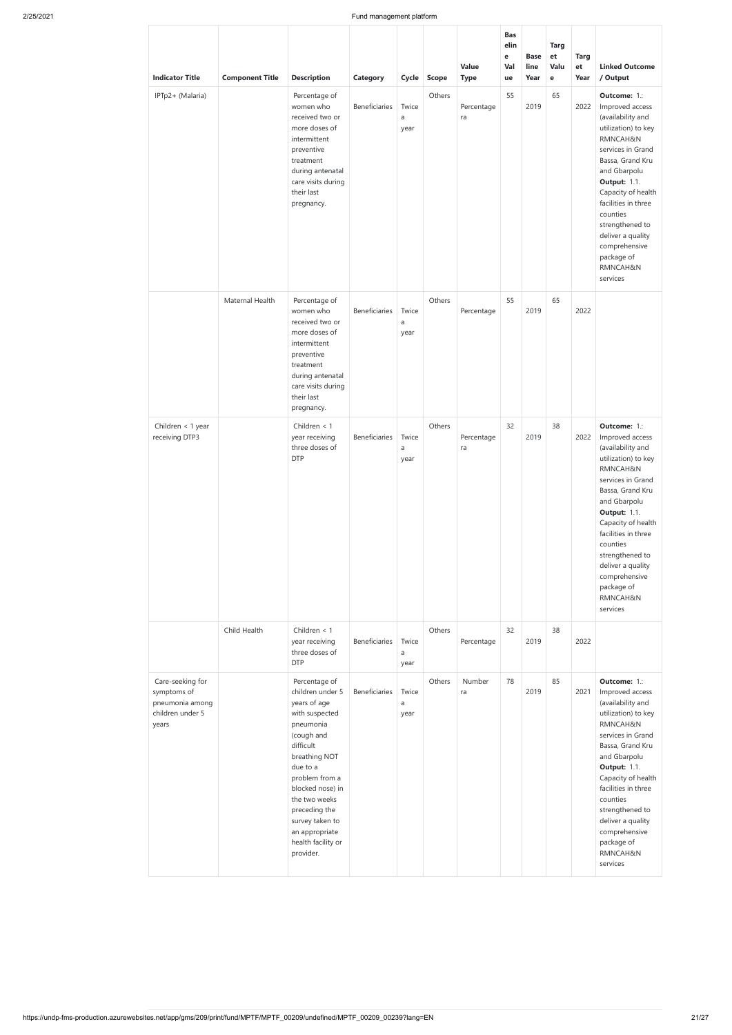| Indicator Title | Component Title | Description | Category | Cycle | Scope | Value Type | Baseline Value | Baseline Year | Target Value | Target Year | Linked Outcome / Output |
|---|---|---|---|---|---|---|---|---|---|---|---|
| IPTp2+ (Malaria) | | Percentage of women who received two or more doses of intermittent preventive treatment during antenatal care visits during their last pregnancy. | Beneficiaries | Twice a year | Others | Percentagera | 55 | 2019 | 65 | 2022 | **Outcome:** 1.: Improved access (availability and utilization) to key RMNCAH&N services in Grand Bassa, Grand Kru and Gbarpolu **Output:** 1.1. Capacity of health facilities in three counties strengthened to deliver a quality comprehensive package of RMNCAH&N services |
| | Maternal Health | Percentage of women who received two or more doses of intermittent preventive treatment during antenatal care visits during their last pregnancy. | Beneficiaries | Twice a year | Others | Percentage | 55 | 2019 | 65 | 2022 | |
| Children < 1 year receiving DTP3 | | Children < 1 year receiving three doses of DTP | Beneficiaries | Twice a year | Others | Percentagera | 32 | 2019 | 38 | 2022 | **Outcome:** 1.: Improved access (availability and utilization) to key RMNCAH&N services in Grand Bassa, Grand Kru and Gbarpolu **Output:** 1.1. Capacity of health facilities in three counties strengthened to deliver a quality comprehensive package of RMNCAH&N services |
| | Child Health | Children < 1 year receiving three doses of DTP | Beneficiaries | Twice a year | Others | Percentage | 32 | 2019 | 38 | 2022 | |
| Care-seeking for symptoms of pneumonia among children under 5 years | | Percentage of children under 5 years of age with suspected pneumonia (cough and difficult breathing NOT due to a problem from a blocked nose) in the two weeks preceding the survey taken to an appropriate health facility or provider. | Beneficiaries | Twice a year | Others | Numberra | 78 | 2019 | 85 | 2021 | **Outcome:** 1.: Improved access (availability and utilization) to key RMNCAH&N services in Grand Bassa, Grand Kru and Gbarpolu **Output:** 1.1. Capacity of health facilities in three counties strengthened to deliver a quality comprehensive package of RMNCAH&N services |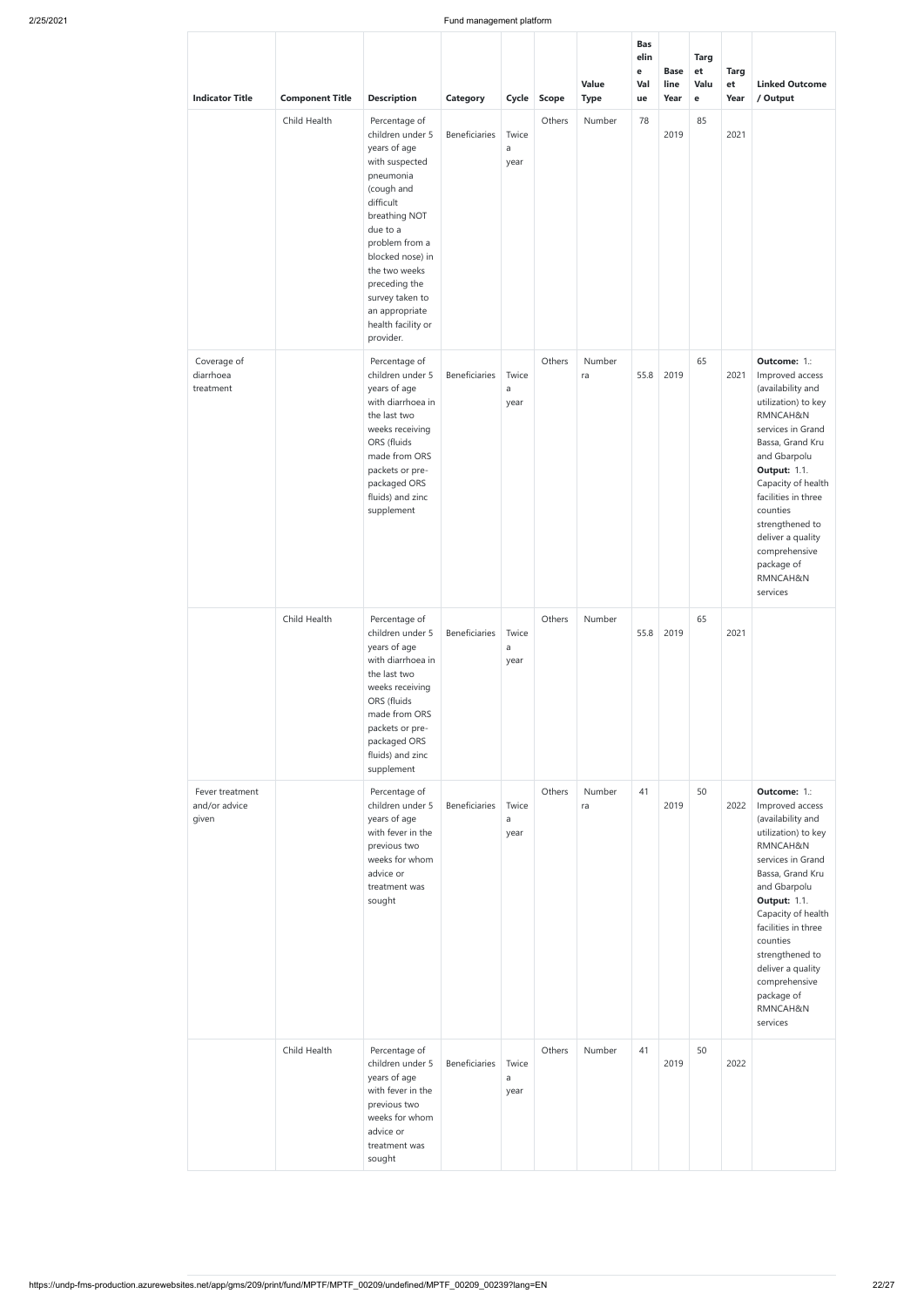| Indicator Title | Component Title | Description | Category | Cycle | Scope | Value Type | Baseline Value | Baseline Year | Target Value | Target Year | Linked Outcome / Output |
|---|---|---|---|---|---|---|---|---|---|---|---|
| | Child Health | Percentage of children under 5 years of age with suspected pneumonia (cough and difficult breathing NOT due to a problem from a blocked nose) in the two weeks preceding the survey taken to an appropriate health facility or provider. | Beneficiaries | Twice a year | Others | Number | 78 | 2019 | 85 | 2021 | |
| Coverage of diarrhoea treatment | | Percentage of children under 5 years of age with diarrhoea in the last two weeks receiving ORS (fluids made from ORS packets or pre-packaged ORS fluids) and zinc supplement | Beneficiaries | Twice a year | Others | Numberra | 55.8 | 2019 | 65 | 2021 | **Outcome:** 1.: Improved access (availability and utilization) to key RMNCAH&N services in Grand Bassa, Grand Kru and Gbarpolu **Output:** 1.1. Capacity of health facilities in three counties strengthened to deliver a quality comprehensive package of RMNCAH&N services |
| | Child Health | Percentage of children under 5 years of age with diarrhoea in the last two weeks receiving ORS (fluids made from ORS packets or pre-packaged ORS fluids) and zinc supplement | Beneficiaries | Twice a year | Others | Number | 55.8 | 2019 | 65 | 2021 | |
| Fever treatment and/or advice given | | Percentage of children under 5 years of age with fever in the previous two weeks for whom advice or treatment was sought | Beneficiaries | Twice a year | Others | Numberra | 41 | 2019 | 50 | 2022 | **Outcome:** 1.: Improved access (availability and utilization) to key RMNCAH&N services in Grand Bassa, Grand Kru and Gbarpolu **Output:** 1.1. Capacity of health facilities in three counties strengthened to deliver a quality comprehensive package of RMNCAH&N services |
| | Child Health | Percentage of children under 5 years of age with fever in the previous two weeks for whom advice or treatment was sought | Beneficiaries | Twice a year | Others | Number | 41 | 2019 | 50 | 2022 | |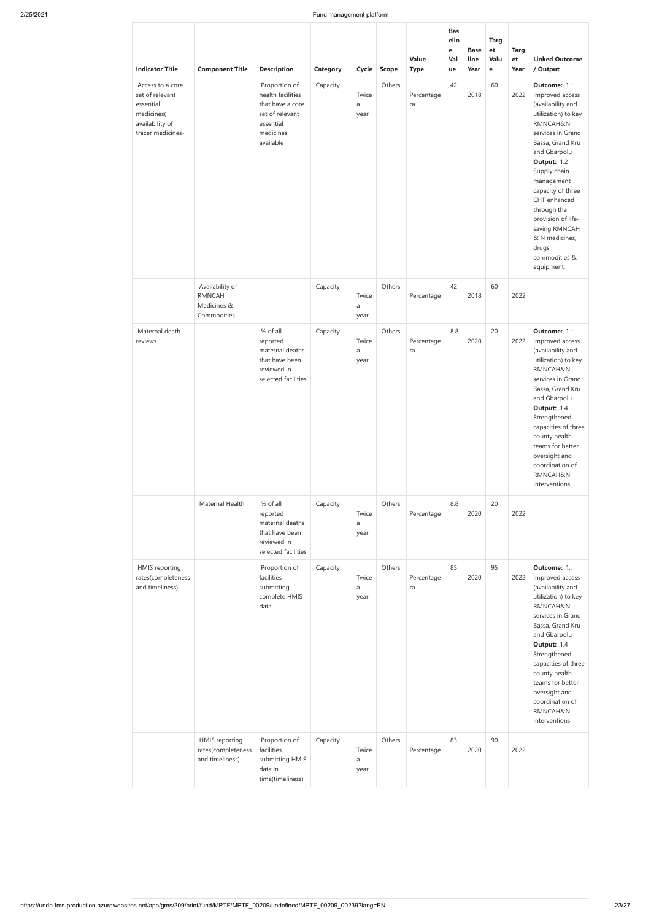| Indicator Title | Component Title | Description | Category | Cycle | Scope | Value Type | Baseline Value | Base line Year | Target Value | Target Year | Linked Outcome / Output |
|---|---|---|---|---|---|---|---|---|---|---|---|
| Access to a core set of relevant essential medicines( availability of tracer medicines- | | Proportion of health facilities that have a core set of relevant essential medicines available | Capacity | Twice a year | Others | Percentagera | 42 | 2018 | 60 | 2022 | **Outcome:** 1.: Improved access (availability and utilization) to key RMNCAH&N services in Grand Bassa, Grand Kru and Gbarpolu **Output:** 1.2 Supply chain management capacity of three CHT enhanced through the provision of life-saving RMNCAH & N medicines, drugs commodities & equipment, |
| | Availability of RMNCAH Medicines & Commodities | | Capacity | Twice a year | Others | Percentage | 42 | 2018 | 60 | 2022 | |
| Maternal death reviews | | % of all reported maternal deaths that have been reviewed in selected facilities | Capacity | Twice a year | Others | Percentagera | 8.8 | 2020 | 20 | 2022 | **Outcome:** 1.: Improved access (availability and utilization) to key RMNCAH&N services in Grand Bassa, Grand Kru and Gbarpolu **Output:** 1.4 Strengthened capacities of three county health teams for better oversight and coordination of RMNCAH&N Interventions |
| | Maternal Health | % of all reported maternal deaths that have been reviewed in selected facilities | Capacity | Twice a year | Others | Percentage | 8.8 | 2020 | 20 | 2022 | |
| HMIS reporting rates(completeness and timeliness) | | Proportion of facilities submitting complete HMIS data | Capacity | Twice a year | Others | Percentagera | 85 | 2020 | 95 | 2022 | **Outcome:** 1.: Improved access (availability and utilization) to key RMNCAH&N services in Grand Bassa, Grand Kru and Gbarpolu **Output:** 1.4 Strengthened capacities of three county health teams for better oversight and coordination of RMNCAH&N Interventions |
| | HMIS reporting rates(completeness and timeliness) | Proportion of facilities submitting HMIS data in time(timeliness) | Capacity | Twice a year | Others | Percentage | 83 | 2020 | 90 | 2022 | |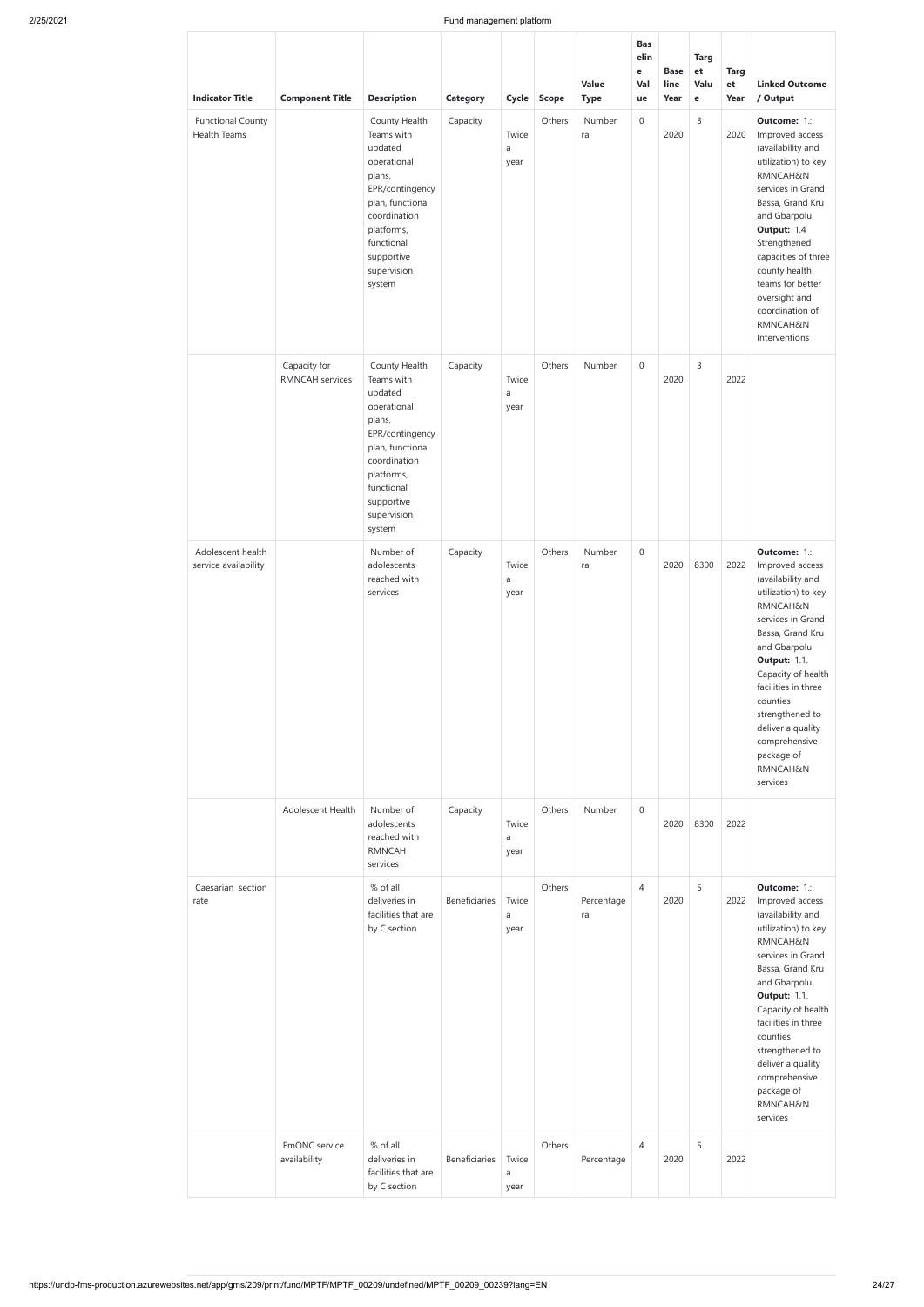| Indicator Title | Component Title | Description | Category | Cycle | Scope | Value Type | Baseline Value | Baseline Year | Target Value | Target Year | Linked Outcome / Output |
|---|---|---|---|---|---|---|---|---|---|---|---|
| Functional County Health Teams | | County Health Teams with updated operational plans, EPR/contingency plan, functional coordination platforms, functional supportive supervision system | Capacity | Twice a year | Others | Numberra | 0 | 2020 | 3 | 2020 | **Outcome:** 1.: Improved access (availability and utilization) to key RMNCAH&N services in Grand Bassa, Grand Kru and Gbarpolu **Output:** 1.4 Strengthened capacities of three county health teams for better oversight and coordination of RMNCAH&N Interventions |
| | Capacity for RMNCAH services | County Health Teams with updated operational plans, EPR/contingency plan, functional coordination platforms, functional supportive supervision system | Capacity | Twice a year | Others | Number | 0 | 2020 | 3 | 2022 | |
| Adolescent health service availability | | Number of adolescents reached with services | Capacity | Twice a year | Others | Numberra | 0 | 2020 | 8300 | 2022 | **Outcome:** 1.: Improved access (availability and utilization) to key RMNCAH&N services in Grand Bassa, Grand Kru and Gbarpolu **Output:** 1.1. Capacity of health facilities in three counties strengthened to deliver a quality comprehensive package of RMNCAH&N services |
| | Adolescent Health | Number of adolescents reached with RMNCAH services | Capacity | Twice a year | Others | Number | 0 | 2020 | 8300 | 2022 | |
| Caesarian section rate | | % of all deliveries in facilities that are by C section | Beneficiaries | Twice a year | Others | Percentagera | 4 | 2020 | 5 | 2022 | **Outcome:** 1.: Improved access (availability and utilization) to key RMNCAH&N services in Grand Bassa, Grand Kru and Gbarpolu **Output:** 1.1. Capacity of health facilities in three counties strengthened to deliver a quality comprehensive package of RMNCAH&N services |
| | EmONC service availability | % of all deliveries in facilities that are by C section | Beneficiaries | Twice a year | Others | Percentage | 4 | 2020 | 5 | 2022 | |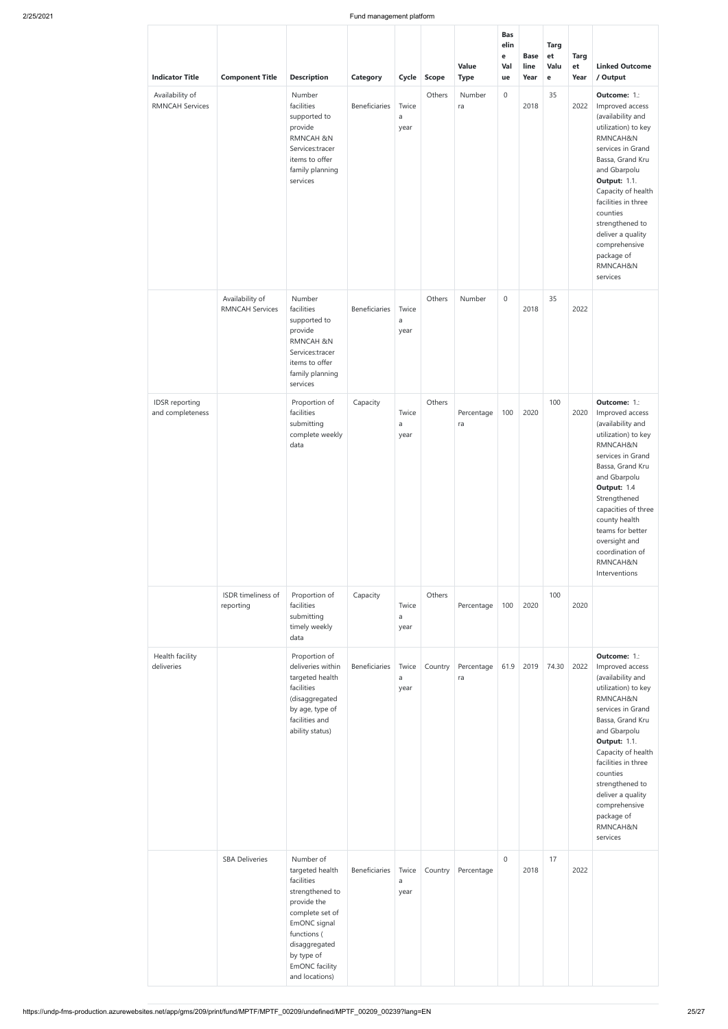| Indicator Title | Component Title | Description | Category | Cycle | Scope | Value Type | Baseline Value | Baseline Year | Target Value | Target Year | Linked Outcome / Output |
|---|---|---|---|---|---|---|---|---|---|---|---|
| Availability of RMNCAH Services | | Number facilities supported to provide RMNCAH &N Services:tracer items to offer family planning services | Beneficiaries | Twice a year | Others | Numberra | 0 | 2018 | 35 | 2022 | **Outcome:** 1.: Improved access (availability and utilization) to key RMNCAH&N services in Grand Bassa, Grand Kru and Gbarpolu **Output:** 1.1. Capacity of health facilities in three counties strengthened to deliver a quality comprehensive package of RMNCAH&N services |
| | Availability of RMNCAH Services | Number facilities supported to provide RMNCAH &N Services:tracer items to offer family planning services | Beneficiaries | Twice a year | Others | Number | 0 | 2018 | 35 | 2022 | |
| IDSR reporting and completeness | | Proportion of facilities submitting complete weekly data | Capacity | Twice a year | Others | Percentagera | 100 | 2020 | 100 | 2020 | **Outcome:** 1.: Improved access (availability and utilization) to key RMNCAH&N services in Grand Bassa, Grand Kru and Gbarpolu **Output:** 1.4 Strengthened capacities of three county health teams for better oversight and coordination of RMNCAH&N Interventions |
| | ISDR timeliness of reporting | Proportion of facilities submitting timely weekly data | Capacity | Twice a year | Others | Percentage | 100 | 2020 | 100 | 2020 | |
| Health facility deliveries | | Proportion of deliveries within targeted health facilities (disaggregated by age, type of facilities and ability status) | Beneficiaries | Twice a year | Country | Percentagera | 61.9 | 2019 | 74.30 | 2022 | **Outcome:** 1.: Improved access (availability and utilization) to key RMNCAH&N services in Grand Bassa, Grand Kru and Gbarpolu **Output:** 1.1. Capacity of health facilities in three counties strengthened to deliver a quality comprehensive package of RMNCAH&N services |
| | SBA Deliveries | Number of targeted health facilities strengthened to provide the complete set of EmONC signal functions ( disaggregated by type of EmONC facility and locations) | Beneficiaries | Twice a year | Country | Percentage | 0 | 2018 | 17 | 2022 | |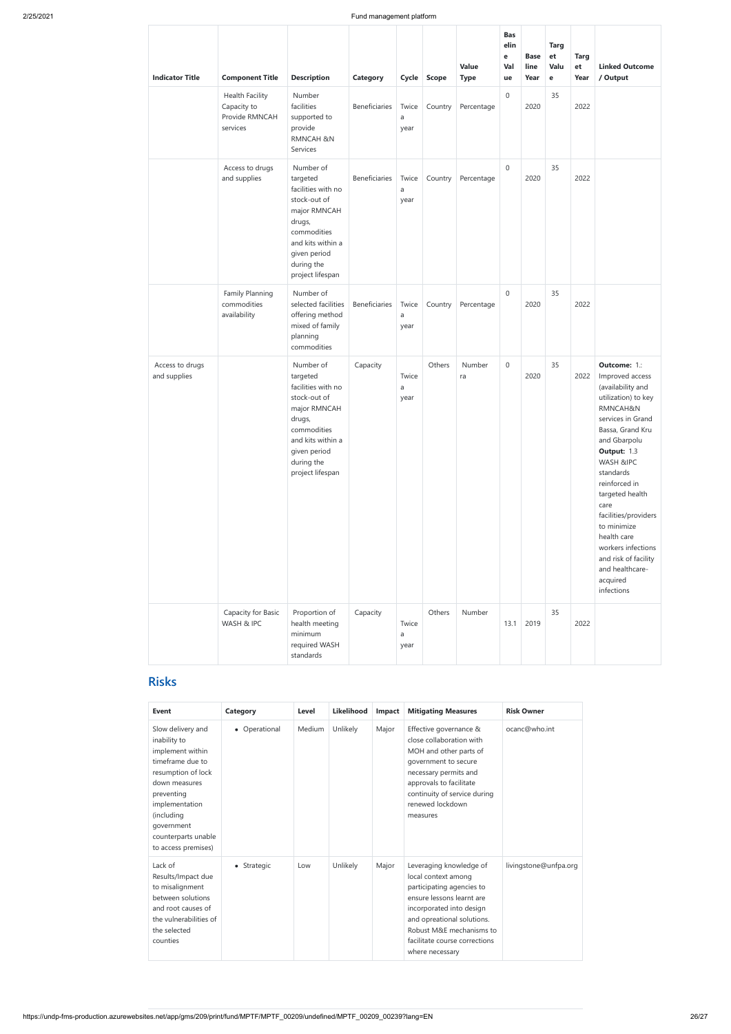| Indicator Title | Component Title | Description | Category | Cycle | Scope | Value Type | Baseline Value | Baseline Year | Target Value | Target Year | Linked Outcome / Output |
|---|---|---|---|---|---|---|---|---|---|---|---|
| | Health Facility Capacity to Provide RMNCAH services | Number facilities supported to provide RMNCAH &N Services | Beneficiaries | Twice a year | Country | Percentage | 0 | 2020 | 35 | 2022 | |
| | Access to drugs and supplies | Number of targeted facilities with no stock-out of major RMNCAH drugs, commodities and kits within a given period during the project lifespan | Beneficiaries | Twice a year | Country | Percentage | 0 | 2020 | 35 | 2022 | |
| | Family Planning commodities availability | Number of selected facilities offering method mixed of family planning commodities | Beneficiaries | Twice a year | Country | Percentage | 0 | 2020 | 35 | 2022 | |
| Access to drugs and supplies | | Number of targeted facilities with no stock-out of major RMNCAH drugs, commodities and kits within a given period during the project lifespan | Capacity | Twice a year | Others | Number ra | 0 | 2020 | 35 | 2022 | **Outcome:** 1.: Improved access (availability and utilization) to key RMNCAH&N services in Grand Bassa, Grand Kru and Gbarpolu **Output:** 1.3 WASH &IPC standards reinforced in targeted health care facilities/providers to minimize health care workers infections and risk of facility and healthcare-acquired infections |
| | Capacity for Basic WASH & IPC | Proportion of health meeting minimum required WASH standards | Capacity | Twice a year | Others | Number | 13.1 | 2019 | 35 | 2022 | |

## Risks

| Event | Category | Level | Likelihood | Impact | Mitigating Measures | Risk Owner |
|---|---|---|---|---|---|---|
| Slow delivery and inability to implement within timeframe due to resumption of lock down measures preventing implementation (including government counterparts unable to access premises) | • Operational | Medium | Unlikely | Major | Effective governance & close collaboration with MOH and other parts of government to secure necessary permits and approvals to facilitate continuity of service during renewed lockdown measures | ocanc@who.int |
| Lack of Results/Impact due to misalignment between solutions and root causes of the vulnerabilities of the selected counties | • Strategic | Low | Unlikely | Major | Leveraging knowledge of local context among participating agencies to ensure lessons learnt are incorporated into design and opreational solutions. Robust M&E mechanisms to facilitate course corrections where necessary | livingstone@unfpa.org |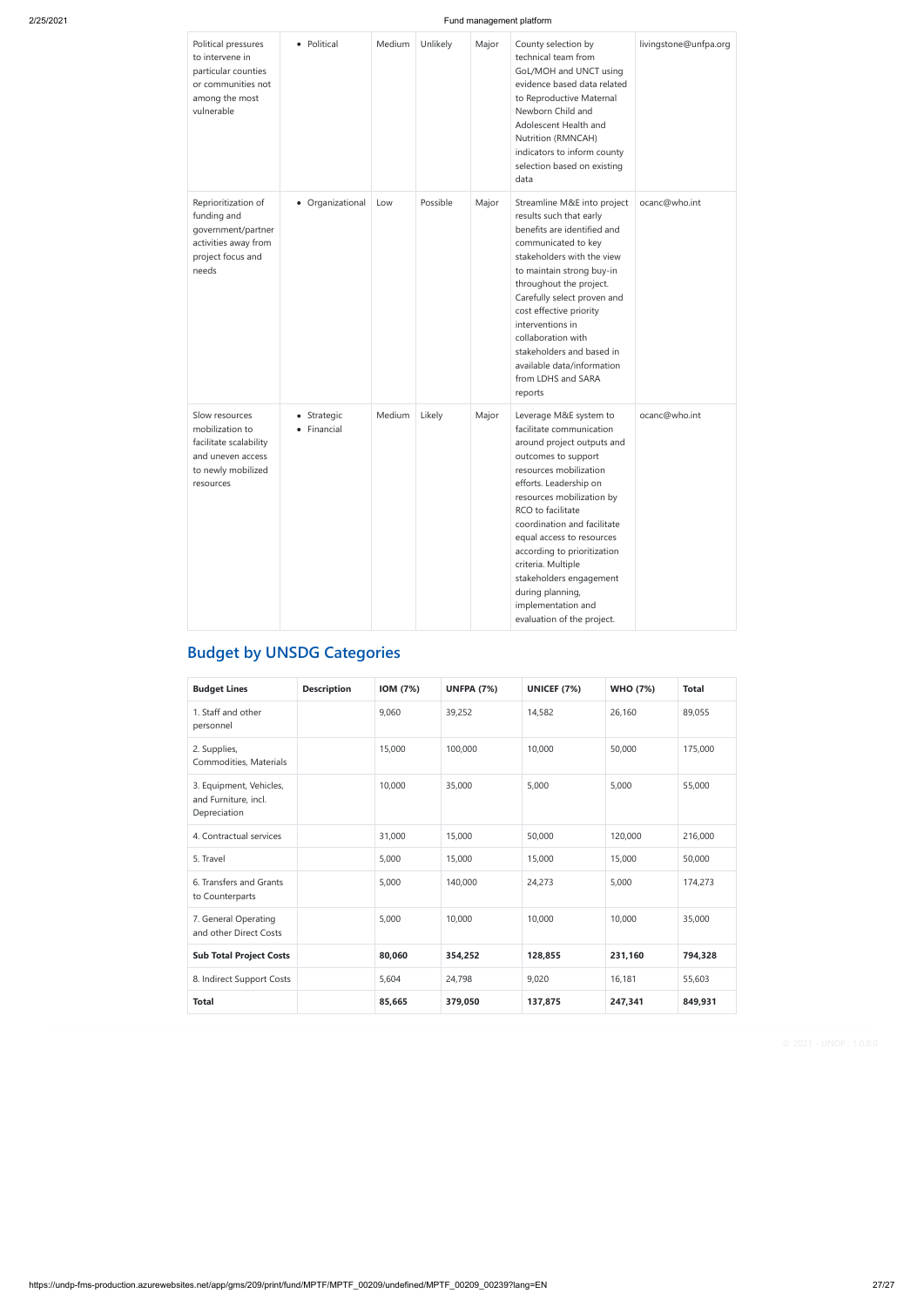| | | | | | | |
|---|---|---|---|---|---|---|
| Political pressures to intervene in particular counties or communities not among the most vulnerable | • Political | Medium | Unlikely | Major | County selection by technical team from GoL/MOH and UNCT using evidence based data related to Reproductive Maternal Newborn Child and Adolescent Health and Nutrition (RMNCAH) indicators to inform county selection based on existing data | livingstone@unfpa.org |
| Reprioritization of funding and government/partner activities away from project focus and needs | • Organizational | Low | Possible | Major | Streamline M&E into project results such that early benefits are identified and communicated to key stakeholders with the view to maintain strong buy-in throughout the project. Carefully select proven and cost effective priority interventions in collaboration with stakeholders and based in available data/information from LDHS and SARA reports | ocanc@who.int |
| Slow resources mobilization to facilitate scalability and uneven access to newly mobilized resources | • Strategic<br>• Financial | Medium | Likely | Major | Leverage M&E system to facilitate communication around project outputs and outcomes to support resources mobilization efforts. Leadership on resources mobilization by RCO to facilitate coordination and facilitate equal access to resources according to prioritization criteria. Multiple stakeholders engagement during planning, implementation and evaluation of the project. | ocanc@who.int |

## Budget by UNSDG Categories

| Budget Lines | Description | IOM (7%) | UNFPA (7%) | UNICEF (7%) | WHO (7%) | Total |
|---|---|---|---|---|---|---|
| 1. Staff and other personnel | | 9,060 | 39,252 | 14,582 | 26,160 | 89,055 |
| 2. Supplies, Commodities, Materials | | 15,000 | 100,000 | 10,000 | 50,000 | 175,000 |
| 3. Equipment, Vehicles, and Furniture, incl. Depreciation | | 10,000 | 35,000 | 5,000 | 5,000 | 55,000 |
| 4. Contractual services | | 31,000 | 15,000 | 50,000 | 120,000 | 216,000 |
| 5. Travel | | 5,000 | 15,000 | 15,000 | 15,000 | 50,000 |
| 6. Transfers and Grants to Counterparts | | 5,000 | 140,000 | 24,273 | 5,000 | 174,273 |
| 7. General Operating and other Direct Costs | | 5,000 | 10,000 | 10,000 | 10,000 | 35,000 |
| **Sub Total Project Costs** | | **80,060** | **354,252** | **128,855** | **231,160** | **794,328** |
| 8. Indirect Support Costs | | 5,604 | 24,798 | 9,020 | 16,181 | 55,603 |
| **Total** | | **85,665** | **379,050** | **137,875** | **247,341** | **849,931** |